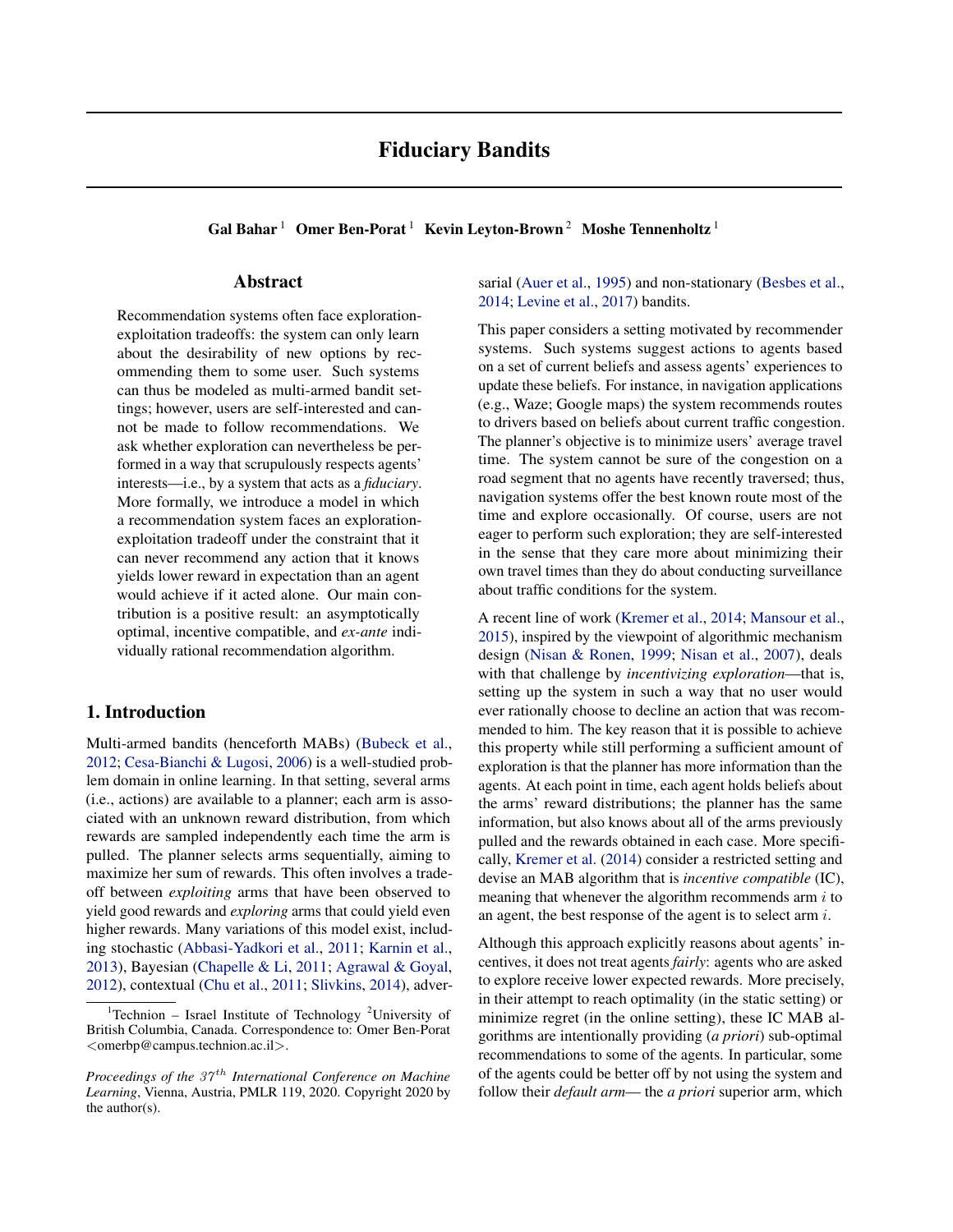# Fiduciary Bandits

**Gal Bahar** [1] **Omer Ben-Porat** [1] **Kevin Leyton-Brown** [2] **Moshe Tennenholtz** [1]

## Abstract

Recommendation systems often face exploration-exploitation tradeoffs: the system can only learn about the desirability of new options by recommending them to some user. Such systems can thus be modeled as multi-armed bandit settings; however, users are self-interested and cannot be made to follow recommendations. We ask whether exploration can nevertheless be performed in a way that scrupulously respects agents' interests—i.e., by a system that acts as a *fiduciary*. More formally, we introduce a model in which a recommendation system faces an exploration-exploitation tradeoff under the constraint that it can never recommend any action that it knows yields lower reward in expectation than an agent would achieve if it acted alone. Our main contribution is a positive result: an asymptotically optimal, incentive compatible, and *ex-ante* individually rational recommendation algorithm.

## 1. Introduction

Multi-armed bandits (henceforth MABs) (Bubeck et al., 2012; Cesa-Bianchi & Lugosi, 2006) is a well-studied problem domain in online learning. In that setting, several arms (i.e., actions) are available to a planner; each arm is associated with an unknown reward distribution, from which rewards are sampled independently each time the arm is pulled. The planner selects arms sequentially, aiming to maximize her sum of rewards. This often involves a trade-off between *exploiting* arms that have been observed to yield good rewards and *exploring* arms that could yield even higher rewards. Many variations of this model exist, including stochastic (Abbasi-Yadkori et al., 2011; Karnin et al., 2013), Bayesian (Chapelle & Li, 2011; Agrawal & Goyal, 2012), contextual (Chu et al., 2011; Slivkins, 2014), adversarial (Auer et al., 1995) and non-stationary (Besbes et al., 2014; Levine et al., 2017) bandits.

This paper considers a setting motivated by recommender systems. Such systems suggest actions to agents based on a set of current beliefs and assess agents' experiences to update these beliefs. For instance, in navigation applications (e.g., Waze; Google maps) the system recommends routes to drivers based on beliefs about current traffic congestion. The planner's objective is to minimize users' average travel time. The system cannot be sure of the congestion on a road segment that no agents have recently traversed; thus, navigation systems offer the best known route most of the time and explore occasionally. Of course, users are not eager to perform such exploration; they are self-interested in the sense that they care more about minimizing their own travel times than they do about conducting surveillance about traffic conditions for the system.

A recent line of work (Kremer et al., 2014; Mansour et al., 2015), inspired by the viewpoint of algorithmic mechanism design (Nisan & Ronen, 1999; Nisan et al., 2007), deals with that challenge by *incentivizing exploration*—that is, setting up the system in such a way that no user would ever rationally choose to decline an action that was recommended to him. The key reason that it is possible to achieve this property while still performing a sufficient amount of exploration is that the planner has more information than the agents. At each point in time, each agent holds beliefs about the arms' reward distributions; the planner has the same information, but also knows about all of the arms previously pulled and the rewards obtained in each case. More specifically, Kremer et al. (2014) consider a restricted setting and devise an MAB algorithm that is *incentive compatible* (IC), meaning that whenever the algorithm recommends arm $i$ to an agent, the best response of the agent is to select arm $i$.

Although this approach explicitly reasons about agents' incentives, it does not treat agents *fairly*: agents who are asked to explore receive lower expected rewards. More precisely, in their attempt to reach optimality (in the static setting) or minimize regret (in the online setting), these IC MAB algorithms are intentionally providing (*a priori*) sub-optimal recommendations to some of the agents. In particular, some of the agents could be better off by not using the system and follow their *default arm*— the *a priori* superior arm, which

[1]Technion – Israel Institute of Technology [2]University of British Columbia, Canada. Correspondence to: Omer Ben-Porat <omerbp@campus.technion.ac.il>.

*Proceedings of the 37th International Conference on Machine Learning*, Vienna, Austria, PMLR 119, 2020. Copyright 2020 by the author(s).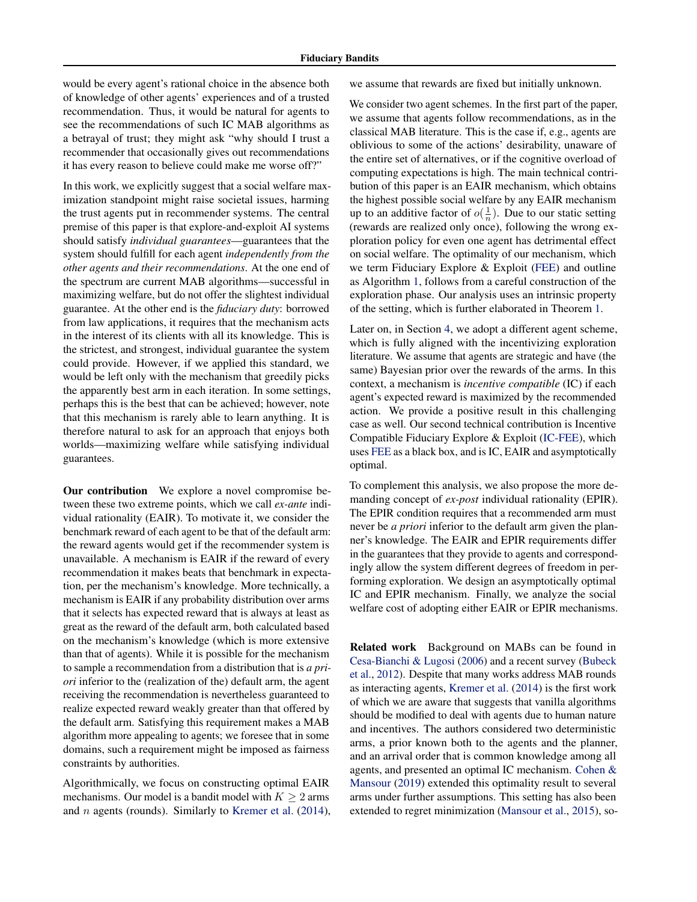would be every agent's rational choice in the absence both of knowledge of other agents' experiences and of a trusted recommendation. Thus, it would be natural for agents to see the recommendations of such IC MAB algorithms as a betrayal of trust; they might ask "why should I trust a recommender that occasionally gives out recommendations it has every reason to believe could make me worse off?"

In this work, we explicitly suggest that a social welfare maximization standpoint might raise societal issues, harming the trust agents put in recommender systems. The central premise of this paper is that explore-and-exploit AI systems should satisfy *individual guarantees*—guarantees that the system should fulfill for each agent *independently from the other agents and their recommendations*. At the one end of the spectrum are current MAB algorithms—successful in maximizing welfare, but do not offer the slightest individual guarantee. At the other end is the *fiduciary duty*: borrowed from law applications, it requires that the mechanism acts in the interest of its clients with all its knowledge. This is the strictest, and strongest, individual guarantee the system could provide. However, if we applied this standard, we would be left only with the mechanism that greedily picks the apparently best arm in each iteration. In some settings, perhaps this is the best that can be achieved; however, note that this mechanism is rarely able to learn anything. It is therefore natural to ask for an approach that enjoys both worlds—maximizing welfare while satisfying individual guarantees.

**Our contribution** We explore a novel compromise between these two extreme points, which we call *ex-ante* individual rationality (EAIR). To motivate it, we consider the benchmark reward of each agent to be that of the default arm: the reward agents would get if the recommender system is unavailable. A mechanism is EAIR if the reward of every recommendation it makes beats that benchmark in expectation, per the mechanism's knowledge. More technically, a mechanism is EAIR if any probability distribution over arms that it selects has expected reward that is always at least as great as the reward of the default arm, both calculated based on the mechanism's knowledge (which is more extensive than that of agents). While it is possible for the mechanism to sample a recommendation from a distribution that is *a priori* inferior to the (realization of the) default arm, the agent receiving the recommendation is nevertheless guaranteed to realize expected reward weakly greater than that offered by the default arm. Satisfying this requirement makes a MAB algorithm more appealing to agents; we foresee that in some domains, such a requirement might be imposed as fairness constraints by authorities.

Algorithmically, we focus on constructing optimal EAIR mechanisms. Our model is a bandit model with $K \geq 2$ arms and $n$ agents (rounds). Similarly to Kremer et al. (2014), we assume that rewards are fixed but initially unknown.

We consider two agent schemes. In the first part of the paper, we assume that agents follow recommendations, as in the classical MAB literature. This is the case if, e.g., agents are oblivious to some of the actions' desirability, unaware of the entire set of alternatives, or if the cognitive overload of computing expectations is high. The main technical contribution of this paper is an EAIR mechanism, which obtains the highest possible social welfare by any EAIR mechanism up to an additive factor of $o(\frac{1}{n})$. Due to our static setting (rewards are realized only once), following the wrong exploration policy for even one agent has detrimental effect on social welfare. The optimality of our mechanism, which we term Fiduciary Explore & Exploit (FEE) and outline as Algorithm 1, follows from a careful construction of the exploration phase. Our analysis uses an intrinsic property of the setting, which is further elaborated in Theorem 1.

Later on, in Section 4, we adopt a different agent scheme, which is fully aligned with the incentivizing exploration literature. We assume that agents are strategic and have (the same) Bayesian prior over the rewards of the arms. In this context, a mechanism is *incentive compatible* (IC) if each agent's expected reward is maximized by the recommended action. We provide a positive result in this challenging case as well. Our second technical contribution is Incentive Compatible Fiduciary Explore & Exploit (IC-FEE), which uses FEE as a black box, and is IC, EAIR and asymptotically optimal.

To complement this analysis, we also propose the more demanding concept of *ex-post* individual rationality (EPIR). The EPIR condition requires that a recommended arm must never be *a priori* inferior to the default arm given the planner's knowledge. The EAIR and EPIR requirements differ in the guarantees that they provide to agents and correspondingly allow the system different degrees of freedom in performing exploration. We design an asymptotically optimal IC and EPIR mechanism. Finally, we analyze the social welfare cost of adopting either EAIR or EPIR mechanisms.

**Related work** Background on MABs can be found in Cesa-Bianchi & Lugosi (2006) and a recent survey (Bubeck et al., 2012). Despite that many works address MAB rounds as interacting agents, Kremer et al. (2014) is the first work of which we are aware that suggests that vanilla algorithms should be modified to deal with agents due to human nature and incentives. The authors considered two deterministic arms, a prior known both to the agents and the planner, and an arrival order that is common knowledge among all agents, and presented an optimal IC mechanism. Cohen & Mansour (2019) extended this optimality result to several arms under further assumptions. This setting has also been extended to regret minimization (Mansour et al., 2015), so-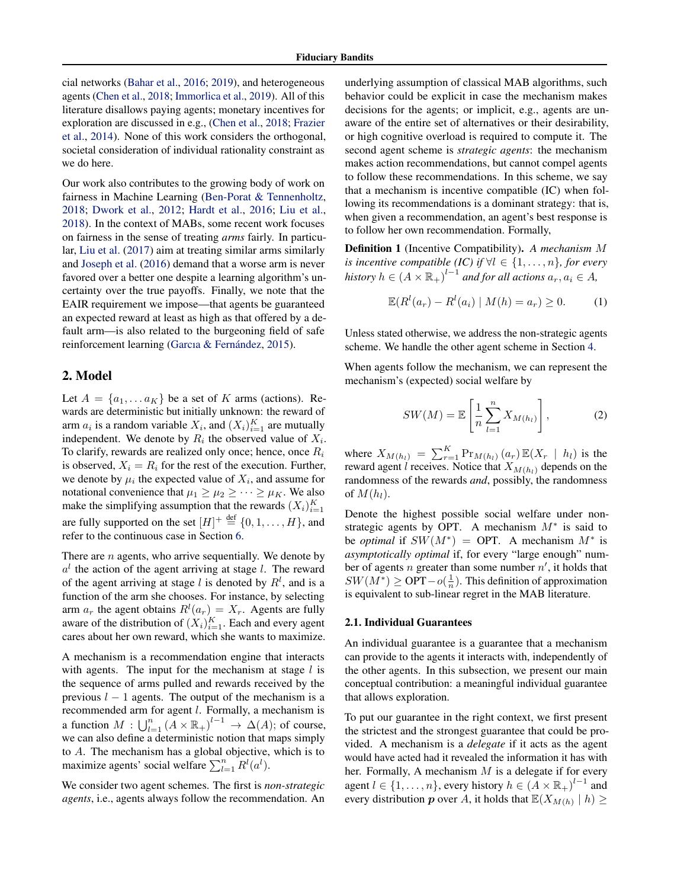cial networks (Bahar et al., 2016; 2019), and heterogeneous agents (Chen et al., 2018; Immorlica et al., 2019). All of this literature disallows paying agents; monetary incentives for exploration are discussed in e.g., (Chen et al., 2018; Frazier et al., 2014). None of this work considers the orthogonal, societal consideration of individual rationality constraint as we do here.

Our work also contributes to the growing body of work on fairness in Machine Learning (Ben-Porat & Tennenholtz, 2018; Dwork et al., 2012; Hardt et al., 2016; Liu et al., 2018). In the context of MABs, some recent work focuses on fairness in the sense of treating *arms* fairly. In particular, Liu et al. (2017) aim at treating similar arms similarly and Joseph et al. (2016) demand that a worse arm is never favored over a better one despite a learning algorithm's uncertainty over the true payoffs. Finally, we note that the EAIR requirement we impose—that agents be guaranteed an expected reward at least as high as that offered by a default arm—is also related to the burgeoning field of safe reinforcement learning (García & Fernández, 2015).

## 2. Model

Let $A = \{a_1, \dots a_K\}$ be a set of $K$ arms (actions). Rewards are deterministic but initially unknown: the reward of arm $a_i$ is a random variable $X_i$, and $(X_i)_{i=1}^K$ are mutually independent. We denote by $R_i$ the observed value of $X_i$. To clarify, rewards are realized only once; hence, once $R_i$ is observed, $X_i = R_i$ for the rest of the execution. Further, we denote by $\mu_i$ the expected value of $X_i$, and assume for notational convenience that $\mu_1 \geq \mu_2 \geq \cdots \geq \mu_K$. We also make the simplifying assumption that the rewards $(X_i)_{i=1}^K$ are fully supported on the set $[H]^+ \stackrel{\text{def}}{=} \{0, 1, \dots, H\}$, and refer to the continuous case in Section 6.

There are $n$ agents, who arrive sequentially. We denote by $a^l$ the action of the agent arriving at stage $l$. The reward of the agent arriving at stage $l$ is denoted by $R^l$, and is a function of the arm she chooses. For instance, by selecting arm $a_r$ the agent obtains $R^l(a_r) = X_r$. Agents are fully aware of the distribution of $(X_i)_{i=1}^K$. Each and every agent cares about her own reward, which she wants to maximize.

A mechanism is a recommendation engine that interacts with agents. The input for the mechanism at stage $l$ is the sequence of arms pulled and rewards received by the previous $l-1$ agents. The output of the mechanism is a recommended arm for agent $l$. Formally, a mechanism is a function $M : \bigcup_{l=1}^n (A \times \mathbb{R}_+)^{l-1} \to \Delta(A)$; of course, we can also define a deterministic notion that maps simply to $A$. The mechanism has a global objective, which is to maximize agents' social welfare $\sum_{l=1}^n R^l(a^l)$.

We consider two agent schemes. The first is *non-strategic agents*, i.e., agents always follow the recommendation. An underlying assumption of classical MAB algorithms, such behavior could be explicit in case the mechanism makes decisions for the agents; or implicit, e.g., agents are unaware of the entire set of alternatives or their desirability, or high cognitive overload is required to compute it. The second agent scheme is *strategic agents*: the mechanism makes action recommendations, but cannot compel agents to follow these recommendations. In this scheme, we say that a mechanism is incentive compatible (IC) when following its recommendations is a dominant strategy: that is, when given a recommendation, an agent's best response is to follow her own recommendation. Formally,

**Definition 1** (Incentive Compatibility). *A mechanism $M$ is incentive compatible (IC) if $\forall l \in \{1, \dots, n\}$, for every history $h \in (A \times \mathbb{R}_+)^{l-1}$ and for all actions $a_r, a_i \in A$,*

$$\mathbb{E}(R^l(a_r) - R^l(a_i) \mid M(h) = a_r) \geq 0. \tag{1}$$

Unless stated otherwise, we address the non-strategic agents scheme. We handle the other agent scheme in Section 4.

When agents follow the mechanism, we can represent the mechanism's (expected) social welfare by

$$SW(M) = \mathbb{E}\left[\frac{1}{n}\sum_{l=1}^{n} X_{M(h_l)}\right], \tag{2}$$

where $X_{M(h_l)} = \sum_{r=1}^K \Pr_{M(h_l)}(a_r)\, \mathbb{E}(X_r \mid h_l)$ is the reward agent $l$ receives. Notice that $X_{M(h_l)}$ depends on the randomness of the rewards *and*, possibly, the randomness of $M(h_l)$.

Denote the highest possible social welfare under non-strategic agents by OPT. A mechanism $M^*$ is said to be *optimal* if $SW(M^*) = \text{OPT}$. A mechanism $M^*$ is *asymptotically optimal* if, for every "large enough" number of agents $n$ greater than some number $n'$, it holds that $SW(M^*) \geq \text{OPT} - o(\frac{1}{n})$. This definition of approximation is equivalent to sub-linear regret in the MAB literature.

### 2.1. Individual Guarantees

An individual guarantee is a guarantee that a mechanism can provide to the agents it interacts with, independently of the other agents. In this subsection, we present our main conceptual contribution: a meaningful individual guarantee that allows exploration.

To put our guarantee in the right context, we first present the strictest and the strongest guarantee that could be provided. A mechanism is a *delegate* if it acts as the agent would have acted had it revealed the information it has with her. Formally, A mechanism $M$ is a delegate if for every agent $l \in \{1, \dots, n\}$, every history $h \in (A \times \mathbb{R}_+)^{l-1}$ and every distribution $\boldsymbol{p}$ over $A$, it holds that $\mathbb{E}(X_{M(h)} \mid h) \geq$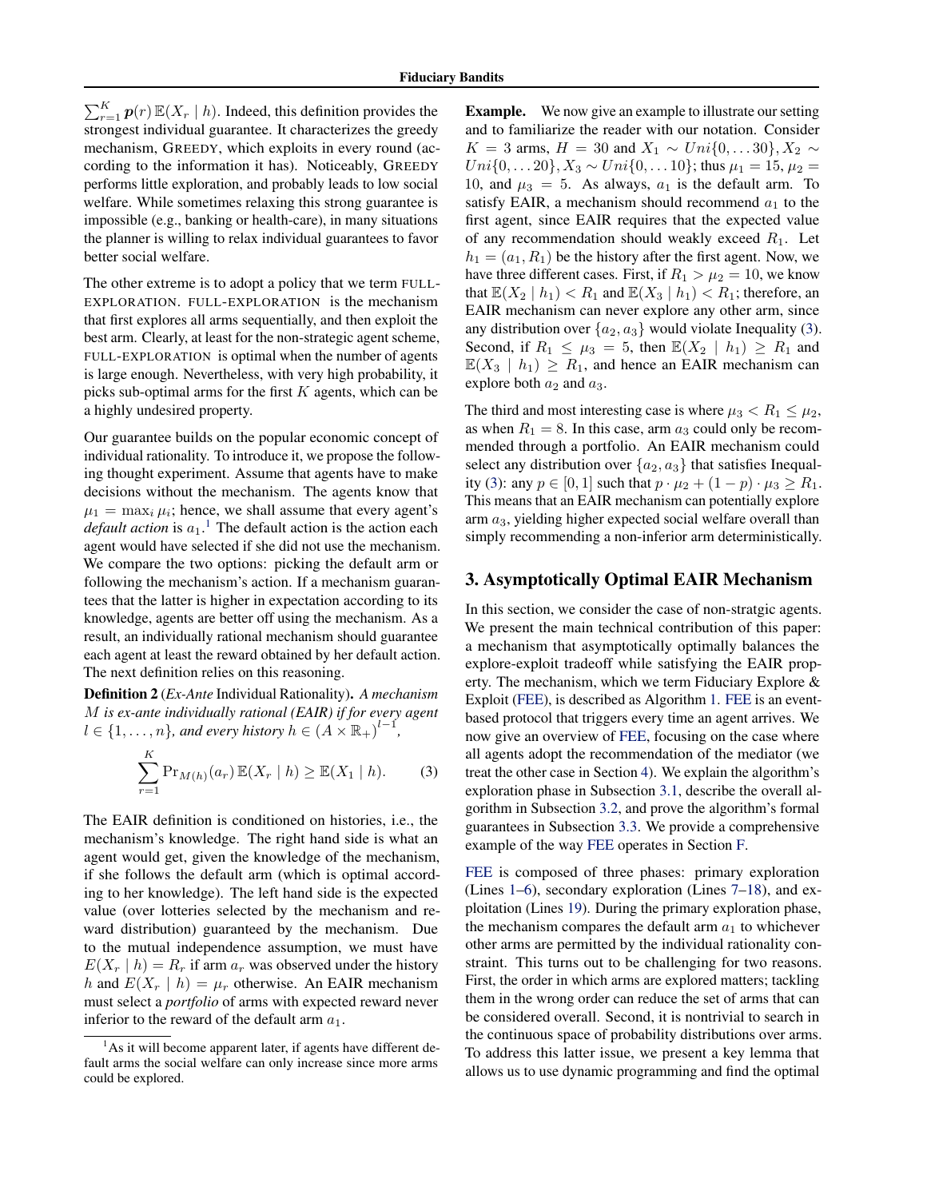$\sum_{r=1}^{K} \boldsymbol{p}(r)\,\mathbb{E}(X_r \mid h)$. Indeed, this definition provides the strongest individual guarantee. It characterizes the greedy mechanism, GREEDY, which exploits in every round (according to the information it has). Noticeably, GREEDY performs little exploration, and probably leads to low social welfare. While sometimes relaxing this strong guarantee is impossible (e.g., banking or health-care), in many situations the planner is willing to relax individual guarantees to favor better social welfare.

The other extreme is to adopt a policy that we term FULL-EXPLORATION. FULL-EXPLORATION is the mechanism that first explores all arms sequentially, and then exploit the best arm. Clearly, at least for the non-strategic agent scheme, FULL-EXPLORATION is optimal when the number of agents is large enough. Nevertheless, with very high probability, it picks sub-optimal arms for the first $K$ agents, which can be a highly undesired property.

Our guarantee builds on the popular economic concept of individual rationality. To introduce it, we propose the following thought experiment. Assume that agents have to make decisions without the mechanism. The agents know that $\mu_1 = \max_i \mu_i$; hence, we shall assume that every agent's *default action* is $a_1$.[1] The default action is the action each agent would have selected if she did not use the mechanism. We compare the two options: picking the default arm or following the mechanism's action. If a mechanism guarantees that the latter is higher in expectation according to its knowledge, agents are better off using the mechanism. As a result, an individually rational mechanism should guarantee each agent at least the reward obtained by her default action. The next definition relies on this reasoning.

**Definition 2** (*Ex-Ante* Individual Rationality)**.** *A mechanism $M$ is ex-ante individually rational (EAIR) if for every agent $l \in \{1, \ldots, n\}$, and every history $h \in (A \times \mathbb{R}_+)^{l-1}$,*

$$\sum_{r=1}^{K} \Pr_{M(h)}(a_r)\,\mathbb{E}(X_r \mid h) \geq \mathbb{E}(X_1 \mid h). \qquad (3)$$

The EAIR definition is conditioned on histories, i.e., the mechanism's knowledge. The right hand side is what an agent would get, given the knowledge of the mechanism, if she follows the default arm (which is optimal according to her knowledge). The left hand side is the expected value (over lotteries selected by the mechanism and reward distribution) guaranteed by the mechanism. Due to the mutual independence assumption, we must have $E(X_r \mid h) = R_r$ if arm $a_r$ was observed under the history $h$ and $E(X_r \mid h) = \mu_r$ otherwise. An EAIR mechanism must select a *portfolio* of arms with expected reward never inferior to the reward of the default arm $a_1$.

[1] As it will become apparent later, if agents have different default arms the social welfare can only increase since more arms could be explored.

**Example.** We now give an example to illustrate our setting and to familiarize the reader with our notation. Consider $K = 3$ arms, $H = 30$ and $X_1 \sim Uni\{0, \ldots 30\}, X_2 \sim Uni\{0, \ldots 20\}, X_3 \sim Uni\{0, \ldots 10\}$; thus $\mu_1 = 15, \mu_2 = 10$, and $\mu_3 = 5$. As always, $a_1$ is the default arm. To satisfy EAIR, a mechanism should recommend $a_1$ to the first agent, since EAIR requires that the expected value of any recommendation should weakly exceed $R_1$. Let $h_1 = (a_1, R_1)$ be the history after the first agent. Now, we have three different cases. First, if $R_1 > \mu_2 = 10$, we know that $\mathbb{E}(X_2 \mid h_1) < R_1$ and $\mathbb{E}(X_3 \mid h_1) < R_1$; therefore, an EAIR mechanism can never explore any other arm, since any distribution over $\{a_2, a_3\}$ would violate Inequality (3). Second, if $R_1 \leq \mu_3 = 5$, then $\mathbb{E}(X_2 \mid h_1) \geq R_1$ and $\mathbb{E}(X_3 \mid h_1) \geq R_1$, and hence an EAIR mechanism can explore both $a_2$ and $a_3$.

The third and most interesting case is where $\mu_3 < R_1 \leq \mu_2$, as when $R_1 = 8$. In this case, arm $a_3$ could only be recommended through a portfolio. An EAIR mechanism could select any distribution over $\{a_2, a_3\}$ that satisfies Inequality (3): any $p \in [0, 1]$ such that $p \cdot \mu_2 + (1 - p) \cdot \mu_3 \geq R_1$. This means that an EAIR mechanism can potentially explore arm $a_3$, yielding higher expected social welfare overall than simply recommending a non-inferior arm deterministically.

## 3. Asymptotically Optimal EAIR Mechanism

In this section, we consider the case of non-stratgic agents. We present the main technical contribution of this paper: a mechanism that asymptotically optimally balances the explore-exploit tradeoff while satisfying the EAIR property. The mechanism, which we term Fiduciary Explore & Exploit (FEE), is described as Algorithm 1. FEE is an event-based protocol that triggers every time an agent arrives. We now give an overview of FEE, focusing on the case where all agents adopt the recommendation of the mediator (we treat the other case in Section 4). We explain the algorithm's exploration phase in Subsection 3.1, describe the overall algorithm in Subsection 3.2, and prove the algorithm's formal guarantees in Subsection 3.3. We provide a comprehensive example of the way FEE operates in Section F.

FEE is composed of three phases: primary exploration (Lines 1–6), secondary exploration (Lines 7–18), and exploitation (Lines 19). During the primary exploration phase, the mechanism compares the default arm $a_1$ to whichever other arms are permitted by the individual rationality constraint. This turns out to be challenging for two reasons. First, the order in which arms are explored matters; tackling them in the wrong order can reduce the set of arms that can be considered overall. Second, it is nontrivial to search in the continuous space of probability distributions over arms. To address this latter issue, we present a key lemma that allows us to use dynamic programming and find the optimal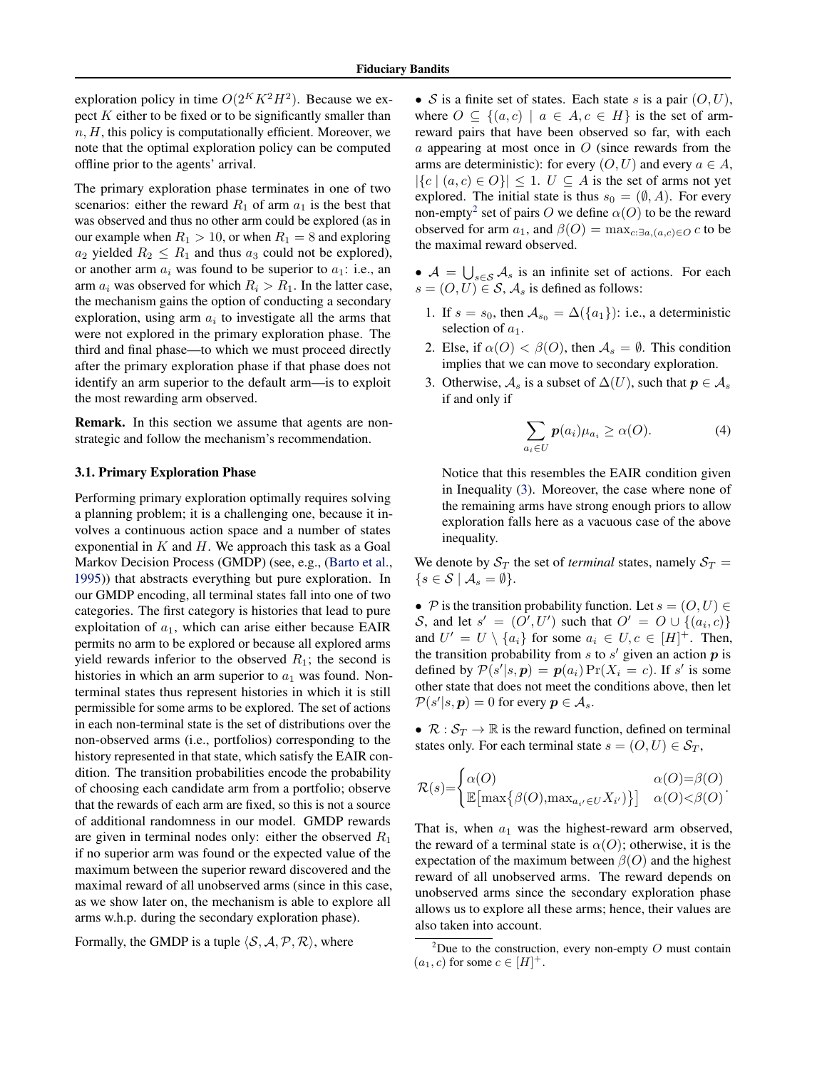exploration policy in time $O(2^K K^2 H^2)$. Because we expect $K$ either to be fixed or to be significantly smaller than $n, H$, this policy is computationally efficient. Moreover, we note that the optimal exploration policy can be computed offline prior to the agents' arrival.

The primary exploration phase terminates in one of two scenarios: either the reward $R_1$ of arm $a_1$ is the best that was observed and thus no other arm could be explored (as in our example when $R_1 > 10$, or when $R_1 = 8$ and exploring $a_2$ yielded $R_2 \le R_1$ and thus $a_3$ could not be explored), or another arm $a_i$ was found to be superior to $a_1$: i.e., an arm $a_i$ was observed for which $R_i > R_1$. In the latter case, the mechanism gains the option of conducting a secondary exploration, using arm $a_i$ to investigate all the arms that were not explored in the primary exploration phase. The third and final phase—to which we must proceed directly after the primary exploration phase if that phase does not identify an arm superior to the default arm—is to exploit the most rewarding arm observed.

**Remark.** In this section we assume that agents are non-strategic and follow the mechanism's recommendation.

### 3.1. Primary Exploration Phase

Performing primary exploration optimally requires solving a planning problem; it is a challenging one, because it involves a continuous action space and a number of states exponential in $K$ and $H$. We approach this task as a Goal Markov Decision Process (GMDP) (see, e.g., (Barto et al., 1995)) that abstracts everything but pure exploration. In our GMDP encoding, all terminal states fall into one of two categories. The first category is histories that lead to pure exploitation of $a_1$, which can arise either because EAIR permits no arm to be explored or because all explored arms yield rewards inferior to the observed $R_1$; the second is histories in which an arm superior to $a_1$ was found. Non-terminal states thus represent histories in which it is still permissible for some arms to be explored. The set of actions in each non-terminal state is the set of distributions over the non-observed arms (i.e., portfolios) corresponding to the history represented in that state, which satisfy the EAIR condition. The transition probabilities encode the probability of choosing each candidate arm from a portfolio; observe that the rewards of each arm are fixed, so this is not a source of additional randomness in our model. GMDP rewards are given in terminal nodes only: either the observed $R_1$ if no superior arm was found or the expected value of the maximum between the superior reward discovered and the maximal reward of all unobserved arms (since in this case, as we show later on, the mechanism is able to explore all arms w.h.p. during the secondary exploration phase).

Formally, the GMDP is a tuple $\langle \mathcal{S}, \mathcal{A}, \mathcal{P}, \mathcal{R} \rangle$, where

- $\mathcal{S}$ is a finite set of states. Each state $s$ is a pair $(O, U)$, where $O \subseteq \{(a, c) \mid a \in A, c \in H\}$ is the set of arm-reward pairs that have been observed so far, with each $a$ appearing at most once in $O$ (since rewards from the arms are deterministic): for every $(O, U)$ and every $a \in A$, $|\{c \mid (a, c) \in O\}| \le 1$. $U \subseteq A$ is the set of arms not yet explored. The initial state is thus $s_0 = (\emptyset, A)$. For every non-empty[2] set of pairs $O$ we define $\alpha(O)$ to be the reward observed for arm $a_1$, and $\beta(O) = \max_{c : \exists a, (a,c) \in O} c$ to be the maximal reward observed.

- $\mathcal{A} = \bigcup_{s \in \mathcal{S}} \mathcal{A}_s$ is an infinite set of actions. For each $s = (O, U) \in \mathcal{S}$, $\mathcal{A}_s$ is defined as follows:

  1. If $s = s_0$, then $\mathcal{A}_{s_0} = \Delta(\{a_1\})$: i.e., a deterministic selection of $a_1$.
  2. Else, if $\alpha(O) < \beta(O)$, then $\mathcal{A}_s = \emptyset$. This condition implies that we can move to secondary exploration.
  3. Otherwise, $\mathcal{A}_s$ is a subset of $\Delta(U)$, such that $\boldsymbol{p} \in \mathcal{A}_s$ if and only if

$$\sum_{a_i \in U} \boldsymbol{p}(a_i) \mu_{a_i} \ge \alpha(O). \tag{4}$$

  Notice that this resembles the EAIR condition given in Inequality (3). Moreover, the case where none of the remaining arms have strong enough priors to allow exploration falls here as a vacuous case of the above inequality.

We denote by $\mathcal{S}_T$ the set of *terminal* states, namely $\mathcal{S}_T = \{s \in \mathcal{S} \mid \mathcal{A}_s = \emptyset\}$.

- $\mathcal{P}$ is the transition probability function. Let $s = (O, U) \in \mathcal{S}$, and let $s' = (O', U')$ such that $O' = O \cup \{(a_i, c)\}$ and $U' = U \setminus \{a_i\}$ for some $a_i \in U, c \in [H]^+$. Then, the transition probability from $s$ to $s'$ given an action $\boldsymbol{p}$ is defined by $\mathcal{P}(s'|s, \boldsymbol{p}) = \boldsymbol{p}(a_i) \Pr(X_i = c)$. If $s'$ is some other state that does not meet the conditions above, then let $\mathcal{P}(s'|s, \boldsymbol{p}) = 0$ for every $\boldsymbol{p} \in \mathcal{A}_s$.

- $\mathcal{R} : \mathcal{S}_T \to \mathbb{R}$ is the reward function, defined on terminal states only. For each terminal state $s = (O, U) \in \mathcal{S}_T$,

$$\mathcal{R}(s) = \begin{cases} \alpha(O) & \alpha(O) = \beta(O) \\ \mathbb{E}\left[\max\left\{\beta(O), \max_{a_{i'} \in U} X_{i'}\right\}\right] & \alpha(O) < \beta(O) \end{cases}.$$

That is, when $a_1$ was the highest-reward arm observed, the reward of a terminal state is $\alpha(O)$; otherwise, it is the expectation of the maximum between $\beta(O)$ and the highest reward of all unobserved arms. The reward depends on unobserved arms since the secondary exploration phase allows us to explore all these arms; hence, their values are also taken into account.

[2] Due to the construction, every non-empty $O$ must contain $(a_1, c)$ for some $c \in [H]^+$.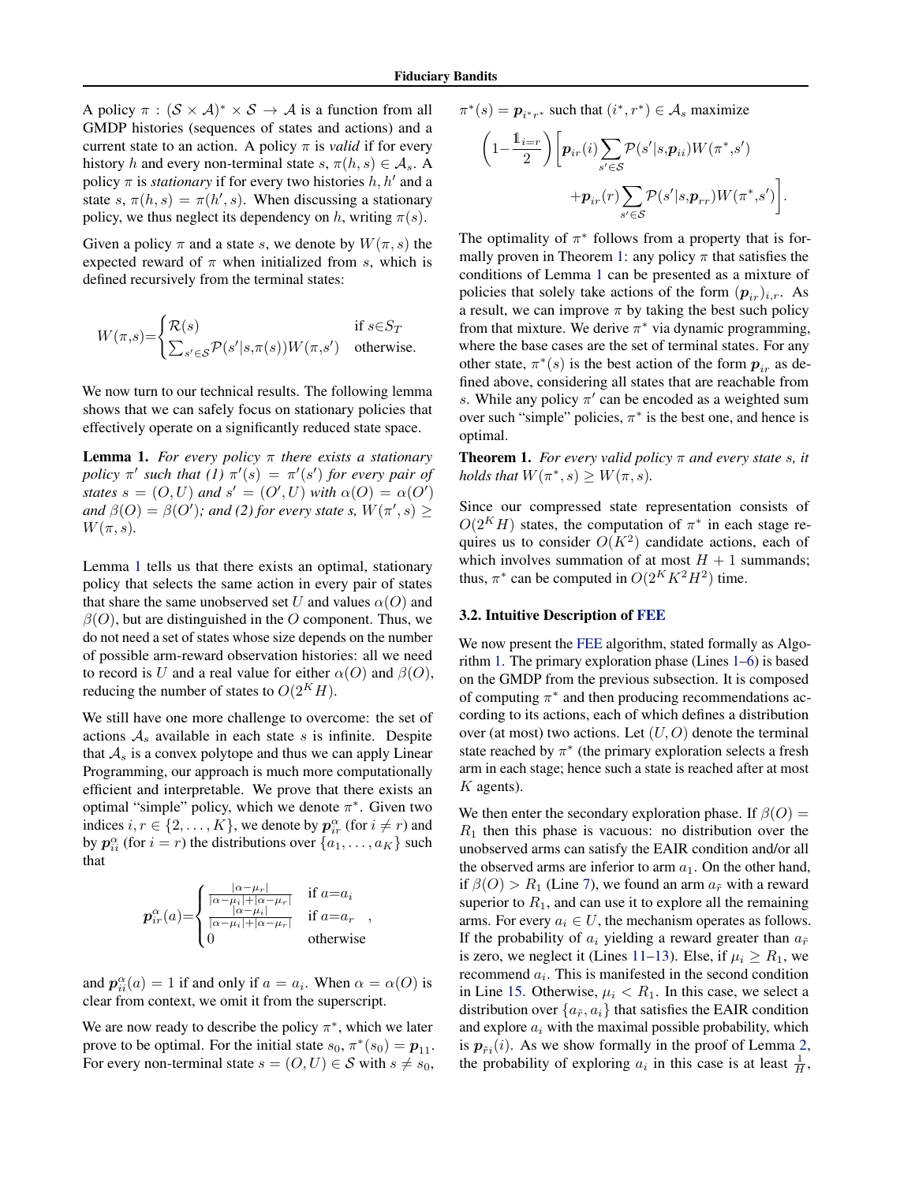A policy $\pi : (\mathcal{S} \times \mathcal{A})^* \times \mathcal{S} \to \mathcal{A}$ is a function from all GMDP histories (sequences of states and actions) and a current state to an action. A policy $\pi$ is *valid* if for every history $h$ and every non-terminal state $s$, $\pi(h, s) \in \mathcal{A}_s$. A policy $\pi$ is *stationary* if for every two histories $h, h'$ and a state $s$, $\pi(h, s) = \pi(h', s)$. When discussing a stationary policy, we thus neglect its dependency on $h$, writing $\pi(s)$.

Given a policy $\pi$ and a state $s$, we denote by $W(\pi, s)$ the expected reward of $\pi$ when initialized from $s$, which is defined recursively from the terminal states:

$$W(\pi,s)=\begin{cases}\mathcal{R}(s) & \text{if } s\in S_T\\ \sum_{s'\in\mathcal{S}}\mathcal{P}(s'|s,\pi(s))W(\pi,s') & \text{otherwise.}\end{cases}$$

We now turn to our technical results. The following lemma shows that we can safely focus on stationary policies that effectively operate on a significantly reduced state space.

**Lemma 1.** *For every policy $\pi$ there exists a stationary policy $\pi'$ such that (1) $\pi'(s) = \pi'(s')$ for every pair of states $s = (O, U)$ and $s' = (O', U)$ with $\alpha(O) = \alpha(O')$ and $\beta(O) = \beta(O')$; and (2) for every state s, $W(\pi', s) \geq W(\pi, s)$.*

Lemma 1 tells us that there exists an optimal, stationary policy that selects the same action in every pair of states that share the same unobserved set $U$ and values $\alpha(O)$ and $\beta(O)$, but are distinguished in the $O$ component. Thus, we do not need a set of states whose size depends on the number of possible arm-reward observation histories: all we need to record is $U$ and a real value for either $\alpha(O)$ and $\beta(O)$, reducing the number of states to $O(2^K H)$.

We still have one more challenge to overcome: the set of actions $\mathcal{A}_s$ available in each state $s$ is infinite. Despite that $\mathcal{A}_s$ is a convex polytope and thus we can apply Linear Programming, our approach is much more computationally efficient and interpretable. We prove that there exists an optimal "simple" policy, which we denote $\pi^*$. Given two indices $i, r \in \{2, \dots, K\}$, we denote by $\boldsymbol{p}^{\alpha}_{ir}$ (for $i \neq r$) and by $\boldsymbol{p}^{\alpha}_{ii}$ (for $i = r$) the distributions over $\{a_1, \dots, a_K\}$ such that

$$\boldsymbol{p}^{\alpha}_{ir}(a)=\begin{cases}\frac{|\alpha-\mu_r|}{|\alpha-\mu_i|+|\alpha-\mu_r|} & \text{if } a=a_i\\ \frac{|\alpha-\mu_i|}{|\alpha-\mu_i|+|\alpha-\mu_r|} & \text{if } a=a_r\\ 0 & \text{otherwise}\end{cases},$$

and $\boldsymbol{p}^{\alpha}_{ii}(a) = 1$ if and only if $a = a_i$. When $\alpha = \alpha(O)$ is clear from context, we omit it from the superscript.

We are now ready to describe the policy $\pi^*$, which we later prove to be optimal. For the initial state $s_0$, $\pi^*(s_0) = \boldsymbol{p}_{11}$. For every non-terminal state $s = (O, U) \in \mathcal{S}$ with $s \neq s_0$, $\pi^*(s) = \boldsymbol{p}_{i^* r^*}$ such that $(i^*, r^*) \in \mathcal{A}_s$ maximize

$$\left(1-\frac{\mathbb{1}_{i=r}}{2}\right)\Bigg[\boldsymbol{p}_{ir}(i)\sum_{s'\in\mathcal{S}}\mathcal{P}(s'|s,\boldsymbol{p}_{ii})W(\pi^*,s') + \boldsymbol{p}_{ir}(r)\sum_{s'\in\mathcal{S}}\mathcal{P}(s'|s,\boldsymbol{p}_{rr})W(\pi^*,s')\Bigg].$$

The optimality of $\pi^*$ follows from a property that is formally proven in Theorem 1: any policy $\pi$ that satisfies the conditions of Lemma 1 can be presented as a mixture of policies that solely take actions of the form $(\boldsymbol{p}_{ir})_{i,r}$. As a result, we can improve $\pi$ by taking the best such policy from that mixture. We derive $\pi^*$ via dynamic programming, where the base cases are the set of terminal states. For any other state, $\pi^*(s)$ is the best action of the form $\boldsymbol{p}_{ir}$ as defined above, considering all states that are reachable from $s$. While any policy $\pi'$ can be encoded as a weighted sum over such "simple" policies, $\pi^*$ is the best one, and hence is optimal.

**Theorem 1.** *For every valid policy $\pi$ and every state s, it holds that $W(\pi^*, s) \geq W(\pi, s)$.*

Since our compressed state representation consists of $O(2^K H)$ states, the computation of $\pi^*$ in each stage requires us to consider $O(K^2)$ candidate actions, each of which involves summation of at most $H + 1$ summands; thus, $\pi^*$ can be computed in $O(2^K K^2 H^2)$ time.

### 3.2. Intuitive Description of FEE

We now present the FEE algorithm, stated formally as Algorithm 1. The primary exploration phase (Lines 1–6) is based on the GMDP from the previous subsection. It is composed of computing $\pi^*$ and then producing recommendations according to its actions, each of which defines a distribution over (at most) two actions. Let $(U, O)$ denote the terminal state reached by $\pi^*$ (the primary exploration selects a fresh arm in each stage; hence such a state is reached after at most $K$ agents).

We then enter the secondary exploration phase. If $\beta(O) = R_1$ then this phase is vacuous: no distribution over the unobserved arms can satisfy the EAIR condition and/or all the observed arms are inferior to arm $a_1$. On the other hand, if $\beta(O) > R_1$ (Line 7), we found an arm $a_{\tilde{r}}$ with a reward superior to $R_1$, and can use it to explore all the remaining arms. For every $a_i \in U$, the mechanism operates as follows. If the probability of $a_i$ yielding a reward greater than $a_{\tilde{r}}$ is zero, we neglect it (Lines 11–13). Else, if $\mu_i \geq R_1$, we recommend $a_i$. This is manifested in the second condition in Line 15. Otherwise, $\mu_i < R_1$. In this case, we select a distribution over $\{a_{\tilde{r}}, a_i\}$ that satisfies the EAIR condition and explore $a_i$ with the maximal possible probability, which is $\boldsymbol{p}_{\tilde{r}i}(i)$. As we show formally in the proof of Lemma 2, the probability of exploring $a_i$ in this case is at least $\frac{1}{H}$,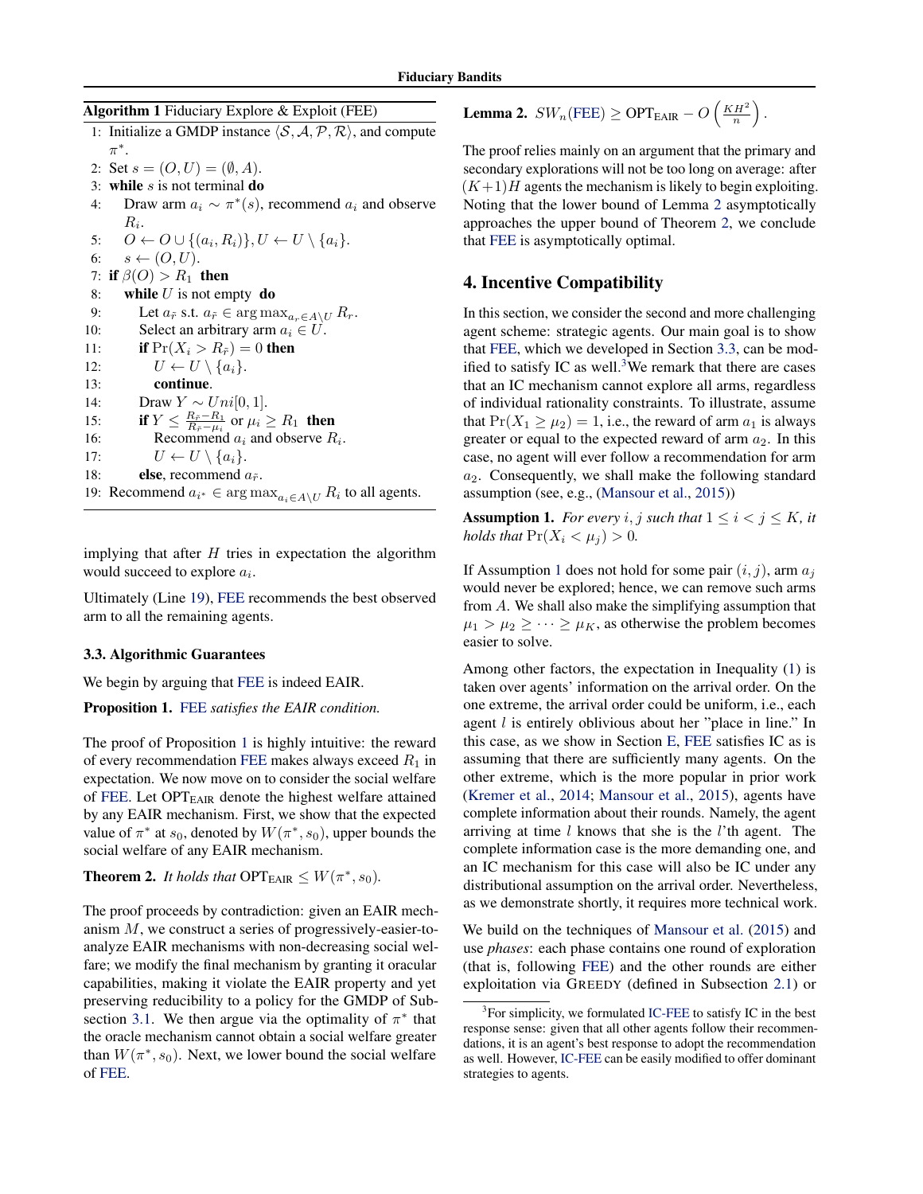**Algorithm 1** Fiduciary Explore & Exploit (FEE)

```
1: Initialize a GMDP instance ⟨S, A, P, R⟩, and compute π*.
2: Set s = (O, U) = (∅, A).
3: while s is not terminal do
4:     Draw arm a_i ~ π*(s), recommend a_i and observe R_i.
5:     O ← O ∪ {(a_i, R_i)}, U ← U \ {a_i}.
6:     s ← (O, U).
7: if β(O) > R_1 then
8:     while U is not empty do
9:         Let a_r̃ s.t. a_r̃ ∈ argmax_{a_r ∈ A\U} R_r.
10:        Select an arbitrary arm a_i ∈ U.
11:        if Pr(X_i > R_r̃) = 0 then
12:            U ← U \ {a_i}.
13:            continue.
14:        Draw Y ~ Uni[0, 1].
15:        if Y ≤ (R_r̃ − R_1)/(R_r̃ − μ_i) or μ_i ≥ R_1 then
16:            Recommend a_i and observe R_i.
17:            U ← U \ {a_i}.
18:        else, recommend a_r̃.
19: Recommend a_{i*} ∈ argmax_{a_i ∈ A\U} R_i to all agents.
```

implying that after $H$ tries in expectation the algorithm would succeed to explore $a_i$.

Ultimately (Line 19), FEE recommends the best observed arm to all the remaining agents.

### 3.3. Algorithmic Guarantees

We begin by arguing that FEE is indeed EAIR.

**Proposition 1.** *FEE satisfies the EAIR condition.*

The proof of Proposition 1 is highly intuitive: the reward of every recommendation FEE makes always exceed $R_1$ in expectation. We now move on to consider the social welfare of FEE. Let $\text{OPT}_{\text{EAIR}}$ denote the highest welfare attained by any EAIR mechanism. First, we show that the expected value of $\pi^*$ at $s_0$, denoted by $W(\pi^*, s_0)$, upper bounds the social welfare of any EAIR mechanism.

**Theorem 2.** *It holds that* $\text{OPT}_{\text{EAIR}} \leq W(\pi^*, s_0)$.

The proof proceeds by contradiction: given an EAIR mechanism $M$, we construct a series of progressively-easier-to-analyze EAIR mechanisms with non-decreasing social welfare; we modify the final mechanism by granting it oracular capabilities, making it violate the EAIR property and yet preserving reducibility to a policy for the GMDP of Subsection 3.1. We then argue via the optimality of $\pi^*$ that the oracle mechanism cannot obtain a social welfare greater than $W(\pi^*, s_0)$. Next, we lower bound the social welfare of FEE.

**Lemma 2.** $SW_n(\text{FEE}) \geq \text{OPT}_{\text{EAIR}} - O\left(\frac{KH^2}{n}\right)$.

The proof relies mainly on an argument that the primary and secondary explorations will not be too long on average: after $(K+1)H$ agents the mechanism is likely to begin exploiting. Noting that the lower bound of Lemma 2 asymptotically approaches the upper bound of Theorem 2, we conclude that FEE is asymptotically optimal.

## 4. Incentive Compatibility

In this section, we consider the second and more challenging agent scheme: strategic agents. Our main goal is to show that FEE, which we developed in Section 3.3, can be modified to satisfy IC as well.[3] We remark that there are cases that an IC mechanism cannot explore all arms, regardless of individual rationality constraints. To illustrate, assume that $\Pr(X_1 \geq \mu_2) = 1$, i.e., the reward of arm $a_1$ is always greater or equal to the expected reward of arm $a_2$. In this case, no agent will ever follow a recommendation for arm $a_2$. Consequently, we shall make the following standard assumption (see, e.g., (Mansour et al., 2015))

**Assumption 1.** *For every $i, j$ such that $1 \leq i < j \leq K$, it holds that* $\Pr(X_i < \mu_j) > 0$.

If Assumption 1 does not hold for some pair $(i, j)$, arm $a_j$ would never be explored; hence, we can remove such arms from $A$. We shall also make the simplifying assumption that $\mu_1 > \mu_2 \geq \cdots \geq \mu_K$, as otherwise the problem becomes easier to solve.

Among other factors, the expectation in Inequality (1) is taken over agents' information on the arrival order. On the one extreme, the arrival order could be uniform, i.e., each agent $l$ is entirely oblivious about her "place in line." In this case, as we show in Section E, FEE satisfies IC as is assuming that there are sufficiently many agents. On the other extreme, which is the more popular in prior work (Kremer et al., 2014; Mansour et al., 2015), agents have complete information about their rounds. Namely, the agent arriving at time $l$ knows that she is the $l$'th agent. The complete information case is the more demanding one, and an IC mechanism for this case will also be IC under any distributional assumption on the arrival order. Nevertheless, as we demonstrate shortly, it requires more technical work.

We build on the techniques of Mansour et al. (2015) and use *phases*: each phase contains one round of exploration (that is, following FEE) and the other rounds are either exploitation via GREEDY (defined in Subsection 2.1) or

[3] For simplicity, we formulated IC-FEE to satisfy IC in the best response sense: given that all other agents follow their recommendations, it is an agent's best response to adopt the recommendation as well. However, IC-FEE can be easily modified to offer dominant strategies to agents.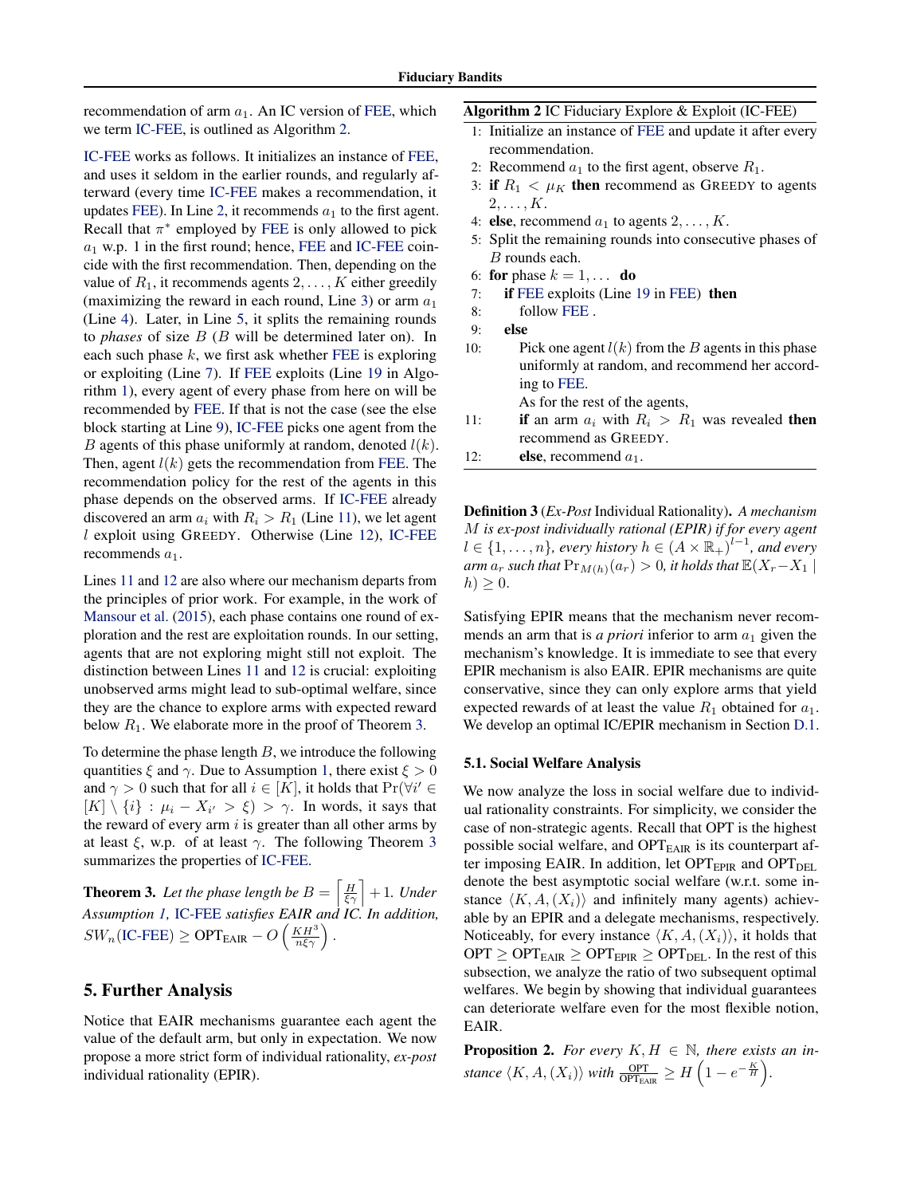recommendation of arm $a_1$. An IC version of FEE, which we term IC-FEE, is outlined as Algorithm 2.

IC-FEE works as follows. It initializes an instance of FEE, and uses it seldom in the earlier rounds, and regularly afterward (every time IC-FEE makes a recommendation, it updates FEE). In Line 2, it recommends $a_1$ to the first agent. Recall that $\pi^*$ employed by FEE is only allowed to pick $a_1$ w.p. 1 in the first round; hence, FEE and IC-FEE coincide with the first recommendation. Then, depending on the value of $R_1$, it recommends agents $2, \dots, K$ either greedily (maximizing the reward in each round, Line 3) or arm $a_1$ (Line 4). Later, in Line 5, it splits the remaining rounds to *phases* of size $B$ ($B$ will be determined later on). In each such phase $k$, we first ask whether FEE is exploring or exploiting (Line 7). If FEE exploits (Line 19 in Algorithm 1), every agent of every phase from here on will be recommended by FEE. If that is not the case (see the else block starting at Line 9), IC-FEE picks one agent from the $B$ agents of this phase uniformly at random, denoted $l(k)$. Then, agent $l(k)$ gets the recommendation from FEE. The recommendation policy for the rest of the agents in this phase depends on the observed arms. If IC-FEE already discovered an arm $a_i$ with $R_i > R_1$ (Line 11), we let agent $l$ exploit using GREEDY. Otherwise (Line 12), IC-FEE recommends $a_1$.

Lines 11 and 12 are also where our mechanism departs from the principles of prior work. For example, in the work of Mansour et al. (2015), each phase contains one round of exploration and the rest are exploitation rounds. In our setting, agents that are not exploring might still not exploit. The distinction between Lines 11 and 12 is crucial: exploiting unobserved arms might lead to sub-optimal welfare, since they are the chance to explore arms with expected reward below $R_1$. We elaborate more in the proof of Theorem 3.

To determine the phase length $B$, we introduce the following quantities $\xi$ and $\gamma$. Due to Assumption 1, there exist $\xi > 0$ and $\gamma > 0$ such that for all $i \in [K]$, it holds that $\Pr(\forall i' \in [K] \setminus \{i\} : \mu_i - X_{i'} > \xi) > \gamma$. In words, it says that the reward of every arm $i$ is greater than all other arms by at least $\xi$, w.p. of at least $\gamma$. The following Theorem 3 summarizes the properties of IC-FEE.

**Theorem 3.** *Let the phase length be $B = \left\lceil \frac{H}{\xi\gamma} \right\rceil + 1$. Under Assumption 1, IC-FEE satisfies EAIR and IC. In addition, $SW_n(\text{IC-FEE}) \geq \text{OPT}_{\text{EAIR}} - O\left(\frac{KH^3}{n\xi\gamma}\right)$.*

**Algorithm 2** IC Fiduciary Explore & Exploit (IC-FEE)

1: Initialize an instance of FEE and update it after every recommendation.
2: Recommend $a_1$ to the first agent, observe $R_1$.
3: **if** $R_1 < \mu_K$ **then** recommend as GREEDY to agents $2, \dots, K$.
4: **else**, recommend $a_1$ to agents $2, \dots, K$.
5: Split the remaining rounds into consecutive phases of $B$ rounds each.
6: **for** phase $k = 1, \dots$ **do**
7: &nbsp;&nbsp;&nbsp;&nbsp;**if** FEE exploits (Line 19 in FEE) **then**
8: &nbsp;&nbsp;&nbsp;&nbsp;&nbsp;&nbsp;&nbsp;&nbsp;follow FEE .
9: &nbsp;&nbsp;&nbsp;&nbsp;**else**
10: &nbsp;&nbsp;&nbsp;&nbsp;&nbsp;&nbsp;&nbsp;&nbsp;Pick one agent $l(k)$ from the $B$ agents in this phase uniformly at random, and recommend her according to FEE.
&nbsp;&nbsp;&nbsp;&nbsp;&nbsp;&nbsp;&nbsp;&nbsp;As for the rest of the agents,
11: &nbsp;&nbsp;&nbsp;&nbsp;&nbsp;&nbsp;&nbsp;&nbsp;**if** an arm $a_i$ with $R_i > R_1$ was revealed **then** recommend as GREEDY.
12: &nbsp;&nbsp;&nbsp;&nbsp;&nbsp;&nbsp;&nbsp;&nbsp;**else**, recommend $a_1$.

**Definition 3** (*Ex-Post* Individual Rationality). *A mechanism $M$ is ex-post individually rational (EPIR) if for every agent $l \in \{1, \dots, n\}$, every history $h \in (A \times \mathbb{R}_+)^{l-1}$, and every arm $a_r$ such that $\Pr_{M(h)}(a_r) > 0$, it holds that $\mathbb{E}(X_r - X_1 \mid h) \geq 0$.*

Satisfying EPIR means that the mechanism never recommends an arm that is *a priori* inferior to arm $a_1$ given the mechanism's knowledge. It is immediate to see that every EPIR mechanism is also EAIR. EPIR mechanisms are quite conservative, since they can only explore arms that yield expected rewards of at least the value $R_1$ obtained for $a_1$. We develop an optimal IC/EPIR mechanism in Section D.1.

## 5. Further Analysis

Notice that EAIR mechanisms guarantee each agent the value of the default arm, but only in expectation. We now propose a more strict form of individual rationality, *ex-post* individual rationality (EPIR).

### 5.1. Social Welfare Analysis

We now analyze the loss in social welfare due to individual rationality constraints. For simplicity, we consider the case of non-strategic agents. Recall that OPT is the highest possible social welfare, and $\text{OPT}_{\text{EAIR}}$ is its counterpart after imposing EAIR. In addition, let $\text{OPT}_{\text{EPIR}}$ and $\text{OPT}_{\text{DEL}}$ denote the best asymptotic social welfare (w.r.t. some instance $\langle K, A, (X_i) \rangle$ and infinitely many agents) achievable by an EPIR and a delegate mechanisms, respectively. Noticeably, for every instance $\langle K, A, (X_i) \rangle$, it holds that $\text{OPT} \geq \text{OPT}_{\text{EAIR}} \geq \text{OPT}_{\text{EPIR}} \geq \text{OPT}_{\text{DEL}}$. In the rest of this subsection, we analyze the ratio of two subsequent optimal welfares. We begin by showing that individual guarantees can deteriorate welfare even for the most flexible notion, EAIR.

**Proposition 2.** *For every $K, H \in \mathbb{N}$, there exists an instance $\langle K, A, (X_i) \rangle$ with $\frac{\text{OPT}}{\text{OPT}_{\text{EAIR}}} \geq H\left(1 - e^{-\frac{K}{H}}\right)$.*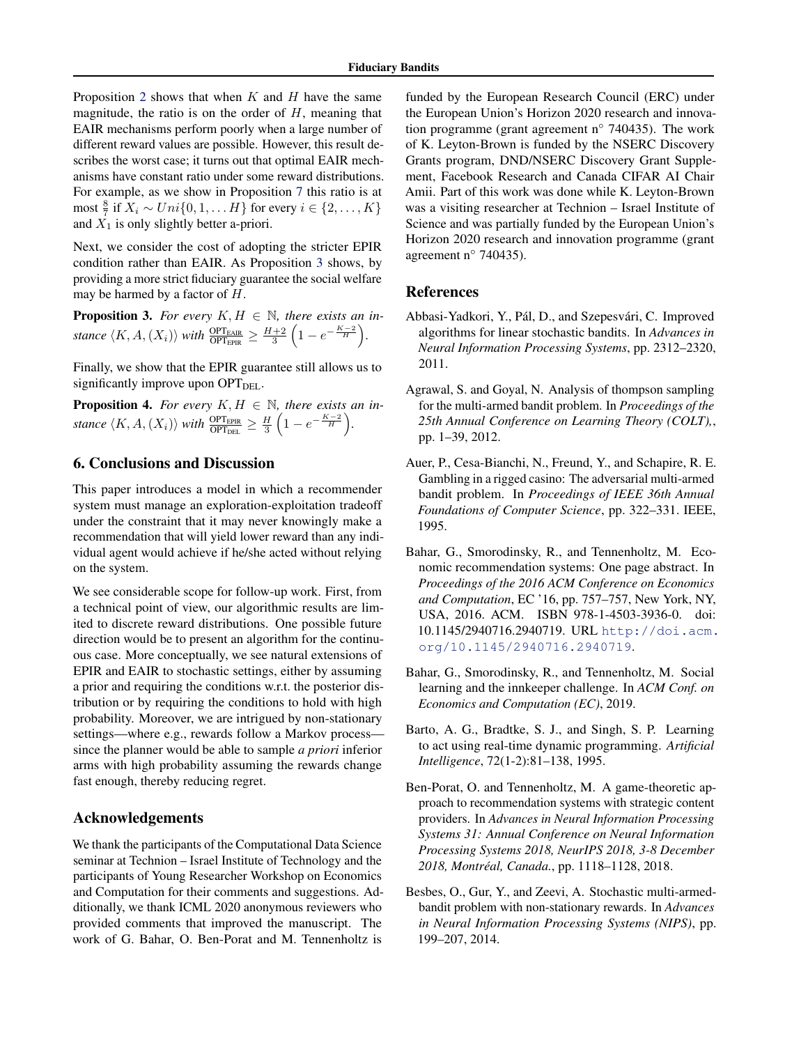Proposition 2 shows that when $K$ and $H$ have the same magnitude, the ratio is on the order of $H$, meaning that EAIR mechanisms perform poorly when a large number of different reward values are possible. However, this result describes the worst case; it turns out that optimal EAIR mechanisms have constant ratio under some reward distributions. For example, as we show in Proposition 7 this ratio is at most $\frac{8}{7}$ if $X_i \sim Uni\{0, 1, \dots H\}$ for every $i \in \{2, \dots, K\}$ and $X_1$ is only slightly better a-priori.

Next, we consider the cost of adopting the stricter EPIR condition rather than EAIR. As Proposition 3 shows, by providing a more strict fiduciary guarantee the social welfare may be harmed by a factor of $H$.

**Proposition 3.** *For every $K, H \in \mathbb{N}$, there exists an instance $\langle K, A, (X_i) \rangle$ with $\frac{\text{OPT}_{\text{EAIR}}}{\text{OPT}_{\text{EPIR}}} \geq \frac{H+2}{3}\left(1 - e^{-\frac{K-2}{H}}\right)$.*

Finally, we show that the EPIR guarantee still allows us to significantly improve upon $\text{OPT}_{\text{DEL}}$.

**Proposition 4.** *For every $K, H \in \mathbb{N}$, there exists an instance $\langle K, A, (X_i) \rangle$ with $\frac{\text{OPT}_{\text{EPIR}}}{\text{OPT}_{\text{DEL}}} \geq \frac{H}{3}\left(1 - e^{-\frac{K-2}{H}}\right)$.*

## 6. Conclusions and Discussion

This paper introduces a model in which a recommender system must manage an exploration-exploitation tradeoff under the constraint that it may never knowingly make a recommendation that will yield lower reward than any individual agent would achieve if he/she acted without relying on the system.

We see considerable scope for follow-up work. First, from a technical point of view, our algorithmic results are limited to discrete reward distributions. One possible future direction would be to present an algorithm for the continuous case. More conceptually, we see natural extensions of EPIR and EAIR to stochastic settings, either by assuming a prior and requiring the conditions w.r.t. the posterior distribution or by requiring the conditions to hold with high probability. Moreover, we are intrigued by non-stationary settings—where e.g., rewards follow a Markov process—since the planner would be able to sample *a priori* inferior arms with high probability assuming the rewards change fast enough, thereby reducing regret.

## Acknowledgements

We thank the participants of the Computational Data Science seminar at Technion – Israel Institute of Technology and the participants of Young Researcher Workshop on Economics and Computation for their comments and suggestions. Additionally, we thank ICML 2020 anonymous reviewers who provided comments that improved the manuscript. The work of G. Bahar, O. Ben-Porat and M. Tennenholtz is funded by the European Research Council (ERC) under the European Union's Horizon 2020 research and innovation programme (grant agreement n° 740435). The work of K. Leyton-Brown is funded by the NSERC Discovery Grants program, DND/NSERC Discovery Grant Supplement, Facebook Research and Canada CIFAR AI Chair Amii. Part of this work was done while K. Leyton-Brown was a visiting researcher at Technion – Israel Institute of Science and was partially funded by the European Union's Horizon 2020 research and innovation programme (grant agreement n° 740435).

## References

Abbasi-Yadkori, Y., Pál, D., and Szepesvári, C. Improved algorithms for linear stochastic bandits. In *Advances in Neural Information Processing Systems*, pp. 2312–2320, 2011.

Agrawal, S. and Goyal, N. Analysis of thompson sampling for the multi-armed bandit problem. In *Proceedings of the 25th Annual Conference on Learning Theory (COLT),*, pp. 1–39, 2012.

Auer, P., Cesa-Bianchi, N., Freund, Y., and Schapire, R. E. Gambling in a rigged casino: The adversarial multi-armed bandit problem. In *Proceedings of IEEE 36th Annual Foundations of Computer Science*, pp. 322–331. IEEE, 1995.

Bahar, G., Smorodinsky, R., and Tennenholtz, M. Economic recommendation systems: One page abstract. In *Proceedings of the 2016 ACM Conference on Economics and Computation*, EC '16, pp. 757–757, New York, NY, USA, 2016. ACM. ISBN 978-1-4503-3936-0. doi: 10.1145/2940716.2940719. URL http://doi.acm.org/10.1145/2940716.2940719.

Bahar, G., Smorodinsky, R., and Tennenholtz, M. Social learning and the innkeeper challenge. In *ACM Conf. on Economics and Computation (EC)*, 2019.

Barto, A. G., Bradtke, S. J., and Singh, S. P. Learning to act using real-time dynamic programming. *Artificial Intelligence*, 72(1-2):81–138, 1995.

Ben-Porat, O. and Tennenholtz, M. A game-theoretic approach to recommendation systems with strategic content providers. In *Advances in Neural Information Processing Systems 31: Annual Conference on Neural Information Processing Systems 2018, NeurIPS 2018, 3-8 December 2018, Montréal, Canada.*, pp. 1118–1128, 2018.

Besbes, O., Gur, Y., and Zeevi, A. Stochastic multi-armed-bandit problem with non-stationary rewards. In *Advances in Neural Information Processing Systems (NIPS)*, pp. 199–207, 2014.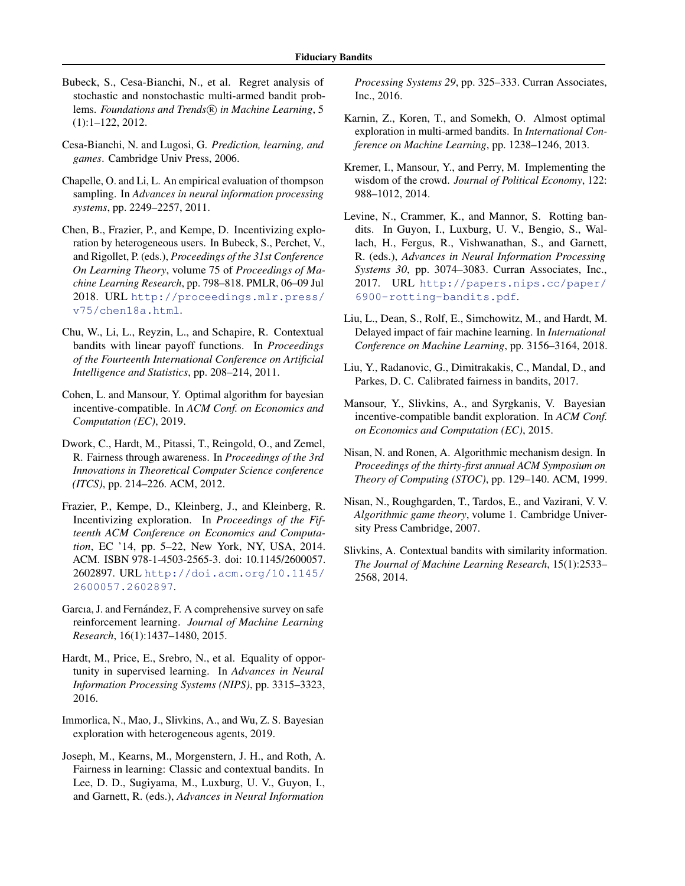Bubeck, S., Cesa-Bianchi, N., et al. Regret analysis of stochastic and nonstochastic multi-armed bandit problems. *Foundations and Trends® in Machine Learning*, 5 (1):1–122, 2012.

Cesa-Bianchi, N. and Lugosi, G. *Prediction, learning, and games*. Cambridge Univ Press, 2006.

Chapelle, O. and Li, L. An empirical evaluation of thompson sampling. In *Advances in neural information processing systems*, pp. 2249–2257, 2011.

Chen, B., Frazier, P., and Kempe, D. Incentivizing exploration by heterogeneous users. In Bubeck, S., Perchet, V., and Rigollet, P. (eds.), *Proceedings of the 31st Conference On Learning Theory*, volume 75 of *Proceedings of Machine Learning Research*, pp. 798–818. PMLR, 06–09 Jul 2018. URL http://proceedings.mlr.press/v75/chen18a.html.

Chu, W., Li, L., Reyzin, L., and Schapire, R. Contextual bandits with linear payoff functions. In *Proceedings of the Fourteenth International Conference on Artificial Intelligence and Statistics*, pp. 208–214, 2011.

Cohen, L. and Mansour, Y. Optimal algorithm for bayesian incentive-compatible. In *ACM Conf. on Economics and Computation (EC)*, 2019.

Dwork, C., Hardt, M., Pitassi, T., Reingold, O., and Zemel, R. Fairness through awareness. In *Proceedings of the 3rd Innovations in Theoretical Computer Science conference (ITCS)*, pp. 214–226. ACM, 2012.

Frazier, P., Kempe, D., Kleinberg, J., and Kleinberg, R. Incentivizing exploration. In *Proceedings of the Fifteenth ACM Conference on Economics and Computation*, EC '14, pp. 5–22, New York, NY, USA, 2014. ACM. ISBN 978-1-4503-2565-3. doi: 10.1145/2600057.2602897. URL http://doi.acm.org/10.1145/2600057.2602897.

Garcıa, J. and Fernández, F. A comprehensive survey on safe reinforcement learning. *Journal of Machine Learning Research*, 16(1):1437–1480, 2015.

Hardt, M., Price, E., Srebro, N., et al. Equality of opportunity in supervised learning. In *Advances in Neural Information Processing Systems (NIPS)*, pp. 3315–3323, 2016.

Immorlica, N., Mao, J., Slivkins, A., and Wu, Z. S. Bayesian exploration with heterogeneous agents, 2019.

Joseph, M., Kearns, M., Morgenstern, J. H., and Roth, A. Fairness in learning: Classic and contextual bandits. In Lee, D. D., Sugiyama, M., Luxburg, U. V., Guyon, I., and Garnett, R. (eds.), *Advances in Neural Information Processing Systems 29*, pp. 325–333. Curran Associates, Inc., 2016.

Karnin, Z., Koren, T., and Somekh, O. Almost optimal exploration in multi-armed bandits. In *International Conference on Machine Learning*, pp. 1238–1246, 2013.

Kremer, I., Mansour, Y., and Perry, M. Implementing the wisdom of the crowd. *Journal of Political Economy*, 122: 988–1012, 2014.

Levine, N., Crammer, K., and Mannor, S. Rotting bandits. In Guyon, I., Luxburg, U. V., Bengio, S., Wallach, H., Fergus, R., Vishwanathan, S., and Garnett, R. (eds.), *Advances in Neural Information Processing Systems 30*, pp. 3074–3083. Curran Associates, Inc., 2017. URL http://papers.nips.cc/paper/6900-rotting-bandits.pdf.

Liu, L., Dean, S., Rolf, E., Simchowitz, M., and Hardt, M. Delayed impact of fair machine learning. In *International Conference on Machine Learning*, pp. 3156–3164, 2018.

Liu, Y., Radanovic, G., Dimitrakakis, C., Mandal, D., and Parkes, D. C. Calibrated fairness in bandits, 2017.

Mansour, Y., Slivkins, A., and Syrgkanis, V. Bayesian incentive-compatible bandit exploration. In *ACM Conf. on Economics and Computation (EC)*, 2015.

Nisan, N. and Ronen, A. Algorithmic mechanism design. In *Proceedings of the thirty-first annual ACM Symposium on Theory of Computing (STOC)*, pp. 129–140. ACM, 1999.

Nisan, N., Roughgarden, T., Tardos, E., and Vazirani, V. V. *Algorithmic game theory*, volume 1. Cambridge University Press Cambridge, 2007.

Slivkins, A. Contextual bandits with similarity information. *The Journal of Machine Learning Research*, 15(1):2533–2568, 2014.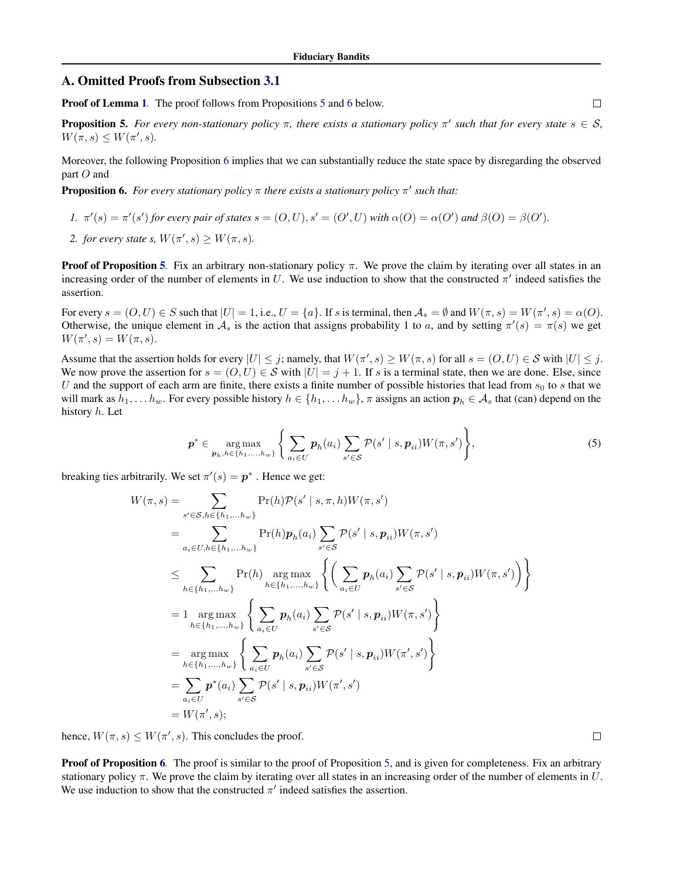## A. Omitted Proofs from Subsection 3.1

**Proof of Lemma 1.** The proof follows from Propositions 5 and 6 below. $\square$

**Proposition 5.** *For every non-stationary policy $\pi$, there exists a stationary policy $\pi'$ such that for every state $s \in \mathcal{S}$, $W(\pi, s) \leq W(\pi', s)$.*

Moreover, the following Proposition 6 implies that we can substantially reduce the state space by disregarding the observed part $O$ and

**Proposition 6.** *For every stationary policy $\pi$ there exists a stationary policy $\pi'$ such that:*

1. *$\pi'(s) = \pi'(s')$ for every pair of states $s = (O, U), s' = (O', U)$ with $\alpha(O) = \alpha(O')$ and $\beta(O) = \beta(O')$.*
2. *for every state $s$, $W(\pi', s) \geq W(\pi, s)$.*

**Proof of Proposition 5.** Fix an arbitrary non-stationary policy $\pi$. We prove the claim by iterating over all states in an increasing order of the number of elements in $U$. We use induction to show that the constructed $\pi'$ indeed satisfies the assertion.

For every $s = (O, U) \in S$ such that $|U| = 1$, i.e., $U = \{a\}$. If $s$ is terminal, then $\mathcal{A}_s = \emptyset$ and $W(\pi, s) = W(\pi', s) = \alpha(O)$. Otherwise, the unique element in $\mathcal{A}_s$ is the action that assigns probability 1 to $a$, and by setting $\pi'(s) = \pi(s)$ we get $W(\pi', s) = W(\pi, s)$.

Assume that the assertion holds for every $|U| \leq j$; namely, that $W(\pi', s) \geq W(\pi, s)$ for all $s = (O, U) \in \mathcal{S}$ with $|U| \leq j$. We now prove the assertion for $s = (O, U) \in \mathcal{S}$ with $|U| = j + 1$. If $s$ is a terminal state, then we are done. Else, since $U$ and the support of each arm are finite, there exists a finite number of possible histories that lead from $s_0$ to $s$ that we will mark as $h_1, \ldots h_w$. For every possible history $h \in \{h_1, \ldots h_w\}$, $\pi$ assigns an action $\boldsymbol{p}_h \in \mathcal{A}_s$ that (can) depend on the history $h$. Let

$$\boldsymbol{p}^* \in \operatorname*{arg\,max}_{\boldsymbol{p}_h, h \in \{h_1, \ldots, h_w\}} \left\{ \sum_{a_i \in U} \boldsymbol{p}_h(a_i) \sum_{s' \in \mathcal{S}} \mathcal{P}(s' \mid s, \boldsymbol{p}_{ii}) W(\pi, s') \right\}, \tag{5}$$

breaking ties arbitrarily. We set $\pi'(s) = \boldsymbol{p}^*$ . Hence we get:

$$\begin{aligned}
W(\pi, s) &= \sum_{s' \in \mathcal{S}, h \in \{h_1, \ldots h_w\}} \Pr(h) \mathcal{P}(s' \mid s, \pi, h) W(\pi, s') \\
&= \sum_{a_i \in U, h \in \{h_1, \ldots h_w\}} \Pr(h) \boldsymbol{p}_h(a_i) \sum_{s' \in \mathcal{S}} \mathcal{P}(s' \mid s, \boldsymbol{p}_{ii}) W(\pi, s') \\
&\leq \sum_{h \in \{h_1, \ldots h_w\}} \Pr(h) \operatorname*{arg\,max}_{h \in \{h_1, \ldots, h_w\}} \left\{ \left( \sum_{a_i \in U} \boldsymbol{p}_h(a_i) \sum_{s' \in \mathcal{S}} \mathcal{P}(s' \mid s, \boldsymbol{p}_{ii}) W(\pi, s') \right) \right\} \\
&= 1 \operatorname*{arg\,max}_{h \in \{h_1, \ldots, h_w\}} \left\{ \sum_{a_i \in U} \boldsymbol{p}_h(a_i) \sum_{s' \in \mathcal{S}} \mathcal{P}(s' \mid s, \boldsymbol{p}_{ii}) W(\pi, s') \right\} \\
&= \operatorname*{arg\,max}_{h \in \{h_1, \ldots, h_w\}} \left\{ \sum_{a_i \in U} \boldsymbol{p}_h(a_i) \sum_{s' \in \mathcal{S}} \mathcal{P}(s' \mid s, \boldsymbol{p}_{ii}) W(\pi', s') \right\} \\
&= \sum_{a_i \in U} \boldsymbol{p}^*(a_i) \sum_{s' \in \mathcal{S}} \mathcal{P}(s' \mid s, \boldsymbol{p}_{ii}) W(\pi', s') \\
&= W(\pi', s);
\end{aligned}$$

hence, $W(\pi, s) \leq W(\pi', s)$. This concludes the proof. $\square$

**Proof of Proposition 6.** The proof is similar to the proof of Proposition 5, and is given for completeness. Fix an arbitrary stationary policy $\pi$. We prove the claim by iterating over all states in an increasing order of the number of elements in $U$. We use induction to show that the constructed $\pi'$ indeed satisfies the assertion.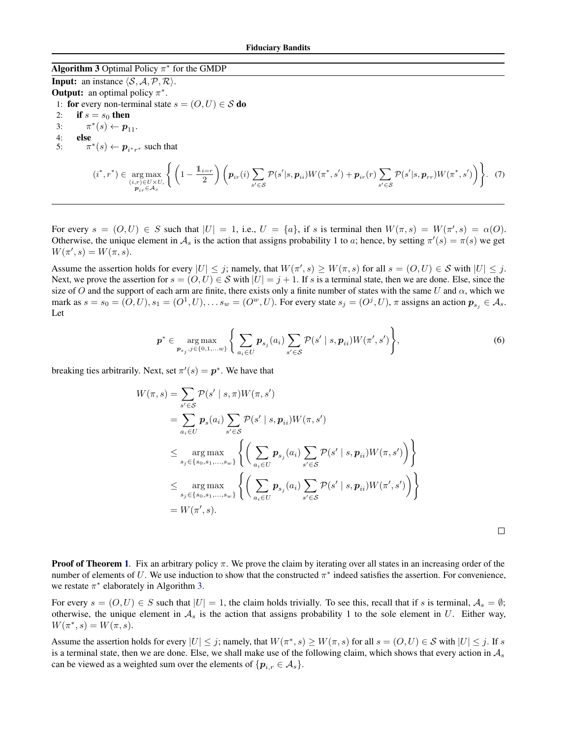**Algorithm 3** Optimal Policy $\pi^*$ for the GMDP

**Input:** an instance $\langle \mathcal{S}, \mathcal{A}, \mathcal{P}, \mathcal{R} \rangle$.
**Output:** an optimal policy $\pi^*$.

1: **for** every non-terminal state $s = (O, U) \in \mathcal{S}$ **do**
2: &nbsp;&nbsp;&nbsp;&nbsp;**if** $s = s_0$ **then**
3: &nbsp;&nbsp;&nbsp;&nbsp;&nbsp;&nbsp;&nbsp;&nbsp;$\pi^*(s) \leftarrow \boldsymbol{p}_{11}$.
4: &nbsp;&nbsp;&nbsp;&nbsp;**else**
5: &nbsp;&nbsp;&nbsp;&nbsp;&nbsp;&nbsp;&nbsp;&nbsp;$\pi^*(s) \leftarrow \boldsymbol{p}_{i^* r^*}$ such that

$$(i^*, r^*) \in \underset{\substack{(i,r) \in U \times U, \\ \boldsymbol{p}_{ir} \in \mathcal{A}_s}}{\arg\max} \left\{ \left(1 - \frac{\mathbb{1}_{i=r}}{2}\right) \left( \boldsymbol{p}_{ir}(i) \sum_{s' \in \mathcal{S}} \mathcal{P}(s' | s, \boldsymbol{p}_{ii}) W(\pi^*, s') + \boldsymbol{p}_{ir}(r) \sum_{s' \in \mathcal{S}} \mathcal{P}(s' | s, \boldsymbol{p}_{rr}) W(\pi^*, s') \right) \right\}. \quad (7)$$

For every $s = (O, U) \in S$ such that $|U| = 1$, i.e., $U = \{a\}$, if $s$ is terminal then $W(\pi, s) = W(\pi', s) = \alpha(O)$. Otherwise, the unique element in $\mathcal{A}_s$ is the action that assigns probability 1 to $a$; hence, by setting $\pi'(s) = \pi(s)$ we get $W(\pi', s) = W(\pi, s)$.

Assume the assertion holds for every $|U| \leq j$; namely, that $W(\pi', s) \geq W(\pi, s)$ for all $s = (O, U) \in \mathcal{S}$ with $|U| \leq j$. Next, we prove the assertion for $s = (O, U) \in \mathcal{S}$ with $|U| = j + 1$. If $s$ is a terminal state, then we are done. Else, since the size of $O$ and the support of each arm are finite, there exists only a finite number of states with the same $U$ and $\alpha$, which we mark as $s = s_0 = (O, U), s_1 = (O^1, U), \ldots s_w = (O^w, U)$. For every state $s_j = (O^j, U)$, $\pi$ assigns an action $\boldsymbol{p}_{s_j} \in \mathcal{A}_s$. Let

$$\boldsymbol{p}^* \in \underset{\boldsymbol{p}_{s_j}, j \in \{0, 1, \ldots w\}}{\arg\max} \left\{ \sum_{a_i \in U} \boldsymbol{p}_{s_j}(a_i) \sum_{s' \in \mathcal{S}} \mathcal{P}(s' \mid s, \boldsymbol{p}_{ii}) W(\pi', s') \right\}, \quad (6)$$

breaking ties arbitrarily. Next, set $\pi'(s) = \boldsymbol{p}^*$. We have that

$$\begin{aligned}
W(\pi, s) &= \sum_{s' \in \mathcal{S}} \mathcal{P}(s' \mid s, \pi) W(\pi, s') \\
&= \sum_{a_i \in U} \boldsymbol{p}_s(a_i) \sum_{s' \in \mathcal{S}} \mathcal{P}(s' \mid s, \boldsymbol{p}_{ii}) W(\pi, s') \\
&\leq \underset{s_j \in \{s_0, s_1, \ldots, s_w\}}{\arg\max} \left\{ \left( \sum_{a_i \in U} \boldsymbol{p}_{s_j}(a_i) \sum_{s' \in \mathcal{S}} \mathcal{P}(s' \mid s, \boldsymbol{p}_{ii}) W(\pi, s') \right) \right\} \\
&\leq \underset{s_j \in \{s_0, s_1, \ldots, s_w\}}{\arg\max} \left\{ \left( \sum_{a_i \in U} \boldsymbol{p}_{s_j}(a_i) \sum_{s' \in \mathcal{S}} \mathcal{P}(s' \mid s, \boldsymbol{p}_{ii}) W(\pi', s') \right) \right\} \\
&= W(\pi', s).
\end{aligned}$$

□

**Proof of Theorem 1**. Fix an arbitrary policy $\pi$. We prove the claim by iterating over all states in an increasing order of the number of elements of $U$. We use induction to show that the constructed $\pi^*$ indeed satisfies the assertion. For convenience, we restate $\pi^*$ elaborately in Algorithm 3.

For every $s = (O, U) \in S$ such that $|U| = 1$, the claim holds trivially. To see this, recall that if $s$ is terminal, $\mathcal{A}_s = \emptyset$; otherwise, the unique element in $\mathcal{A}_s$ is the action that assigns probability 1 to the sole element in $U$. Either way, $W(\pi^*, s) = W(\pi, s)$.

Assume the assertion holds for every $|U| \leq j$; namely, that $W(\pi^*, s) \geq W(\pi, s)$ for all $s = (O, U) \in \mathcal{S}$ with $|U| \leq j$. If $s$ is a terminal state, then we are done. Else, we shall make use of the following claim, which shows that every action in $\mathcal{A}_s$ can be viewed as a weighted sum over the elements of $\{\boldsymbol{p}_{i,r} \in \mathcal{A}_s\}$.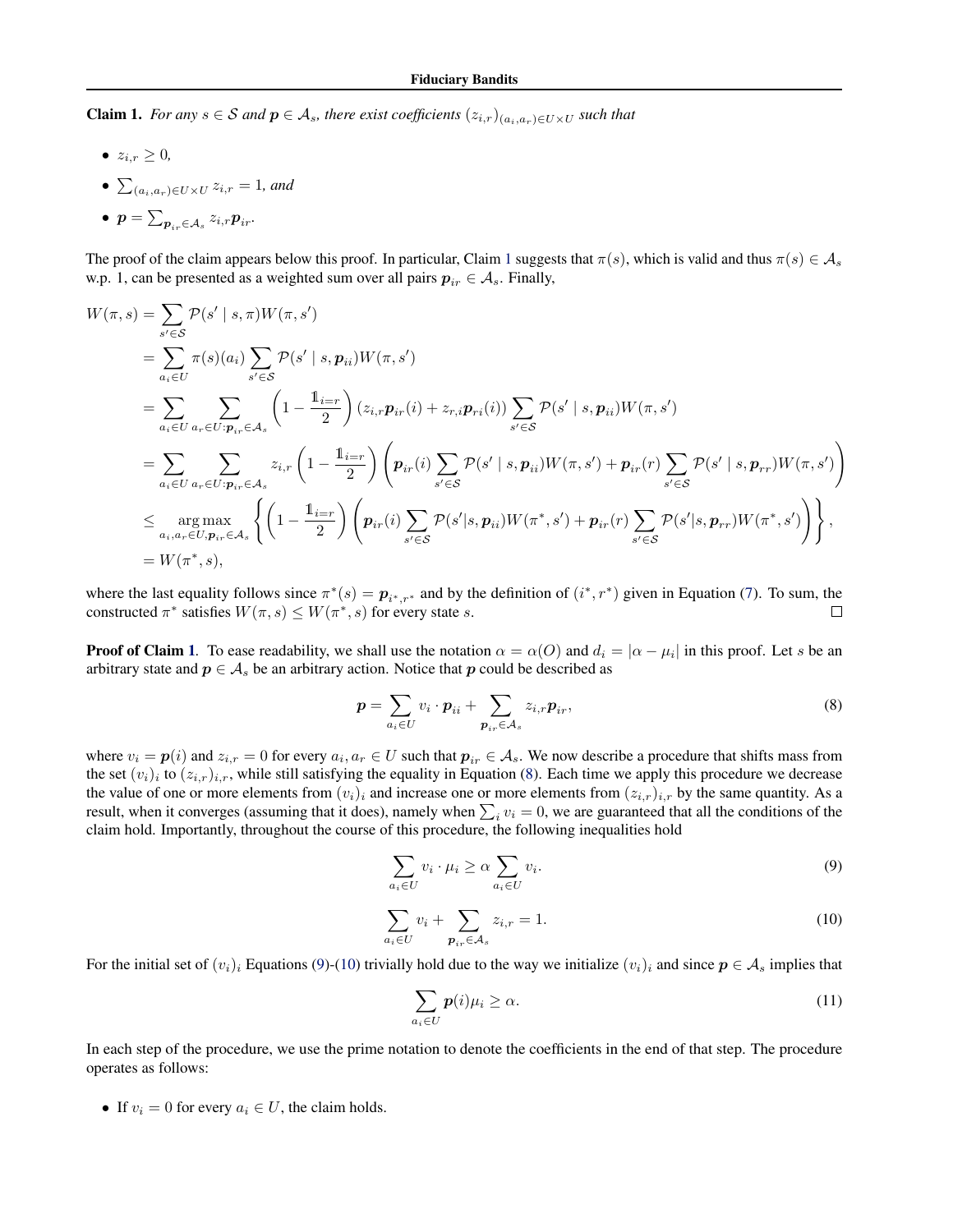**Claim 1.** *For any $s \in \mathcal{S}$ and $\boldsymbol{p} \in \mathcal{A}_s$, there exist coefficients $(z_{i,r})_{(a_i,a_r)\in U\times U}$ such that*

- $z_{i,r} \geq 0$,
- $\sum_{(a_i,a_r)\in U\times U} z_{i,r} = 1$, and
- $\boldsymbol{p} = \sum_{\boldsymbol{p}_{ir}\in\mathcal{A}_s} z_{i,r}\boldsymbol{p}_{ir}$.

The proof of the claim appears below this proof. In particular, Claim 1 suggests that $\pi(s)$, which is valid and thus $\pi(s) \in \mathcal{A}_s$ w.p. 1, can be presented as a weighted sum over all pairs $\boldsymbol{p}_{ir} \in \mathcal{A}_s$. Finally,

$$
\begin{aligned}
W(\pi, s) &= \sum_{s'\in\mathcal{S}} \mathcal{P}(s' \mid s, \pi) W(\pi, s') \\
&= \sum_{a_i\in U} \pi(s)(a_i) \sum_{s'\in\mathcal{S}} \mathcal{P}(s' \mid s, \boldsymbol{p}_{ii}) W(\pi, s') \\
&= \sum_{a_i\in U} \sum_{a_r\in U:\boldsymbol{p}_{ir}\in\mathcal{A}_s} \left(1 - \frac{\mathbb{1}_{i=r}}{2}\right)\left(z_{i,r}\boldsymbol{p}_{ir}(i) + z_{r,i}\boldsymbol{p}_{ri}(i)\right) \sum_{s'\in\mathcal{S}} \mathcal{P}(s' \mid s, \boldsymbol{p}_{ii}) W(\pi, s') \\
&= \sum_{a_i\in U} \sum_{a_r\in U:\boldsymbol{p}_{ir}\in\mathcal{A}_s} z_{i,r}\left(1 - \frac{\mathbb{1}_{i=r}}{2}\right)\left(\boldsymbol{p}_{ir}(i)\sum_{s'\in\mathcal{S}} \mathcal{P}(s' \mid s, \boldsymbol{p}_{ii}) W(\pi, s') + \boldsymbol{p}_{ir}(r)\sum_{s'\in\mathcal{S}} \mathcal{P}(s' \mid s, \boldsymbol{p}_{rr}) W(\pi, s')\right) \\
&\leq \operatorname*{arg\,max}_{a_i,a_r\in U,\boldsymbol{p}_{ir}\in\mathcal{A}_s} \left\{\left(1 - \frac{\mathbb{1}_{i=r}}{2}\right)\left(\boldsymbol{p}_{ir}(i)\sum_{s'\in\mathcal{S}} \mathcal{P}(s'|s, \boldsymbol{p}_{ii}) W(\pi^*, s') + \boldsymbol{p}_{ir}(r)\sum_{s'\in\mathcal{S}} \mathcal{P}(s'|s, \boldsymbol{p}_{rr}) W(\pi^*, s')\right)\right\}, \\
&= W(\pi^*, s),
\end{aligned}
$$

where the last equality follows since $\pi^*(s) = \boldsymbol{p}_{i^*,r^*}$ and by the definition of $(i^*, r^*)$ given in Equation (7). To sum, the constructed $\pi^*$ satisfies $W(\pi, s) \leq W(\pi^*, s)$ for every state $s$. □

**Proof of Claim 1.** To ease readability, we shall use the notation $\alpha = \alpha(O)$ and $d_i = |\alpha - \mu_i|$ in this proof. Let $s$ be an arbitrary state and $\boldsymbol{p} \in \mathcal{A}_s$ be an arbitrary action. Notice that $\boldsymbol{p}$ could be described as

$$
\boldsymbol{p} = \sum_{a_i\in U} v_i \cdot \boldsymbol{p}_{ii} + \sum_{\boldsymbol{p}_{ir}\in\mathcal{A}_s} z_{i,r}\boldsymbol{p}_{ir}, \tag{8}
$$

where $v_i = \boldsymbol{p}(i)$ and $z_{i,r} = 0$ for every $a_i, a_r \in U$ such that $\boldsymbol{p}_{ir} \in \mathcal{A}_s$. We now describe a procedure that shifts mass from the set $(v_i)_i$ to $(z_{i,r})_{i,r}$, while still satisfying the equality in Equation (8). Each time we apply this procedure we decrease the value of one or more elements from $(v_i)_i$ and increase one or more elements from $(z_{i,r})_{i,r}$ by the same quantity. As a result, when it converges (assuming that it does), namely when $\sum_i v_i = 0$, we are guaranteed that all the conditions of the claim hold. Importantly, throughout the course of this procedure, the following inequalities hold

$$
\sum_{a_i\in U} v_i \cdot \mu_i \geq \alpha \sum_{a_i\in U} v_i. \tag{9}
$$

$$
\sum_{a_i\in U} v_i + \sum_{\boldsymbol{p}_{ir}\in\mathcal{A}_s} z_{i,r} = 1. \tag{10}
$$

For the initial set of $(v_i)_i$ Equations (9)-(10) trivially hold due to the way we initialize $(v_i)_i$ and since $\boldsymbol{p} \in \mathcal{A}_s$ implies that

$$
\sum_{a_i\in U} \boldsymbol{p}(i)\mu_i \geq \alpha. \tag{11}
$$

In each step of the procedure, we use the prime notation to denote the coefficients in the end of that step. The procedure operates as follows:

- If $v_i = 0$ for every $a_i \in U$, the claim holds.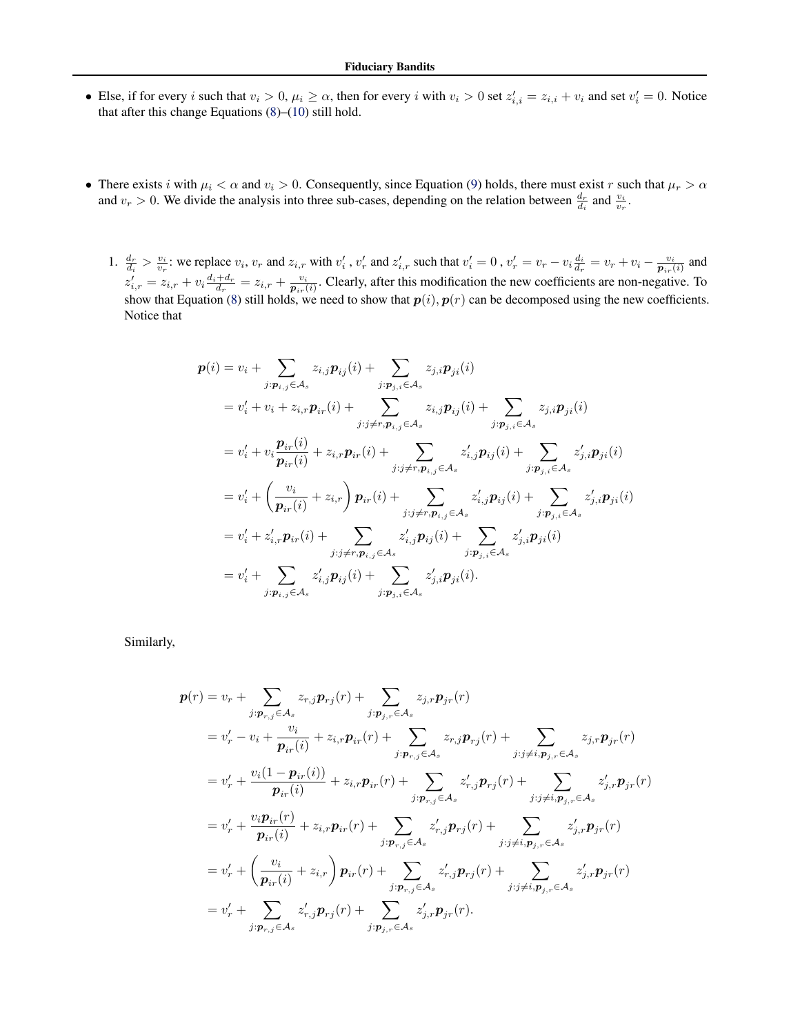- Else, if for every $i$ such that $v_i > 0$, $\mu_i \geq \alpha$, then for every $i$ with $v_i > 0$ set $z'_{i,i} = z_{i,i} + v_i$ and set $v'_i = 0$. Notice that after this change Equations (8)–(10) still hold.

- There exists $i$ with $\mu_i < \alpha$ and $v_i > 0$. Consequently, since Equation (9) holds, there must exist $r$ such that $\mu_r > \alpha$ and $v_r > 0$. We divide the analysis into three sub-cases, depending on the relation between $\frac{d_r}{d_i}$ and $\frac{v_i}{v_r}$.

  1. $\frac{d_r}{d_i} > \frac{v_i}{v_r}$: we replace $v_i, v_r$ and $z_{i,r}$ with $v'_i$ , $v'_r$ and $z'_{i,r}$ such that $v'_i = 0$ , $v'_r = v_r - v_i \frac{d_i}{d_r} = v_r + v_i - \frac{v_i}{\boldsymbol{p}_{ir}(i)}$ and $z'_{i,r} = z_{i,r} + v_i \frac{d_i + d_r}{d_r} = z_{i,r} + \frac{v_i}{\boldsymbol{p}_{ir}(i)}$. Clearly, after this modification the new coefficients are non-negative. To show that Equation (8) still holds, we need to show that $\boldsymbol{p}(i), \boldsymbol{p}(r)$ can be decomposed using the new coefficients. Notice that

$$
\begin{aligned}
\boldsymbol{p}(i) &= v_i + \sum_{j:\boldsymbol{p}_{i,j} \in \mathcal{A}_s} z_{i,j} \boldsymbol{p}_{ij}(i) + \sum_{j:\boldsymbol{p}_{j,i} \in \mathcal{A}_s} z_{j,i} \boldsymbol{p}_{ji}(i) \\
&= v'_i + v_i + z_{i,r} \boldsymbol{p}_{ir}(i) + \sum_{j:j \neq r, \boldsymbol{p}_{i,j} \in \mathcal{A}_s} z_{i,j} \boldsymbol{p}_{ij}(i) + \sum_{j:\boldsymbol{p}_{j,i} \in \mathcal{A}_s} z_{j,i} \boldsymbol{p}_{ji}(i) \\
&= v'_i + v_i \frac{\boldsymbol{p}_{ir}(i)}{\boldsymbol{p}_{ir}(i)} + z_{i,r} \boldsymbol{p}_{ir}(i) + \sum_{j:j \neq r, \boldsymbol{p}_{i,j} \in \mathcal{A}_s} z'_{i,j} \boldsymbol{p}_{ij}(i) + \sum_{j:\boldsymbol{p}_{j,i} \in \mathcal{A}_s} z'_{j,i} \boldsymbol{p}_{ji}(i) \\
&= v'_i + \left( \frac{v_i}{\boldsymbol{p}_{ir}(i)} + z_{i,r} \right) \boldsymbol{p}_{ir}(i) + \sum_{j:j \neq r, \boldsymbol{p}_{i,j} \in \mathcal{A}_s} z'_{i,j} \boldsymbol{p}_{ij}(i) + \sum_{j:\boldsymbol{p}_{j,i} \in \mathcal{A}_s} z'_{j,i} \boldsymbol{p}_{ji}(i) \\
&= v'_i + z'_{i,r} \boldsymbol{p}_{ir}(i) + \sum_{j:j \neq r, \boldsymbol{p}_{i,j} \in \mathcal{A}_s} z'_{i,j} \boldsymbol{p}_{ij}(i) + \sum_{j:\boldsymbol{p}_{j,i} \in \mathcal{A}_s} z'_{j,i} \boldsymbol{p}_{ji}(i) \\
&= v'_i + \sum_{j:\boldsymbol{p}_{i,j} \in \mathcal{A}_s} z'_{i,j} \boldsymbol{p}_{ij}(i) + \sum_{j:\boldsymbol{p}_{j,i} \in \mathcal{A}_s} z'_{j,i} \boldsymbol{p}_{ji}(i).
\end{aligned}
$$

  Similarly,

$$
\begin{aligned}
\boldsymbol{p}(r) &= v_r + \sum_{j:\boldsymbol{p}_{r,j} \in \mathcal{A}_s} z_{r,j} \boldsymbol{p}_{rj}(r) + \sum_{j:\boldsymbol{p}_{j,r} \in \mathcal{A}_s} z_{j,r} \boldsymbol{p}_{jr}(r) \\
&= v'_r - v_i + \frac{v_i}{\boldsymbol{p}_{ir}(i)} + z_{i,r} \boldsymbol{p}_{ir}(r) + \sum_{j:\boldsymbol{p}_{r,j} \in \mathcal{A}_s} z_{r,j} \boldsymbol{p}_{rj}(r) + \sum_{j:j \neq i, \boldsymbol{p}_{j,r} \in \mathcal{A}_s} z_{j,r} \boldsymbol{p}_{jr}(r) \\
&= v'_r + \frac{v_i (1 - \boldsymbol{p}_{ir}(i))}{\boldsymbol{p}_{ir}(i)} + z_{i,r} \boldsymbol{p}_{ir}(r) + \sum_{j:\boldsymbol{p}_{r,j} \in \mathcal{A}_s} z'_{r,j} \boldsymbol{p}_{rj}(r) + \sum_{j:j \neq i, \boldsymbol{p}_{j,r} \in \mathcal{A}_s} z'_{j,r} \boldsymbol{p}_{jr}(r) \\
&= v'_r + \frac{v_i \boldsymbol{p}_{ir}(r)}{\boldsymbol{p}_{ir}(i)} + z_{i,r} \boldsymbol{p}_{ir}(r) + \sum_{j:\boldsymbol{p}_{r,j} \in \mathcal{A}_s} z'_{r,j} \boldsymbol{p}_{rj}(r) + \sum_{j:j \neq i, \boldsymbol{p}_{j,r} \in \mathcal{A}_s} z'_{j,r} \boldsymbol{p}_{jr}(r) \\
&= v'_r + \left( \frac{v_i}{\boldsymbol{p}_{ir}(i)} + z_{i,r} \right) \boldsymbol{p}_{ir}(r) + \sum_{j:\boldsymbol{p}_{r,j} \in \mathcal{A}_s} z'_{r,j} \boldsymbol{p}_{rj}(r) + \sum_{j:j \neq i, \boldsymbol{p}_{j,r} \in \mathcal{A}_s} z'_{j,r} \boldsymbol{p}_{jr}(r) \\
&= v'_r + \sum_{j:\boldsymbol{p}_{r,j} \in \mathcal{A}_s} z'_{r,j} \boldsymbol{p}_{rj}(r) + \sum_{j:\boldsymbol{p}_{j,r} \in \mathcal{A}_s} z'_{j,r} \boldsymbol{p}_{jr}(r).
\end{aligned}
$$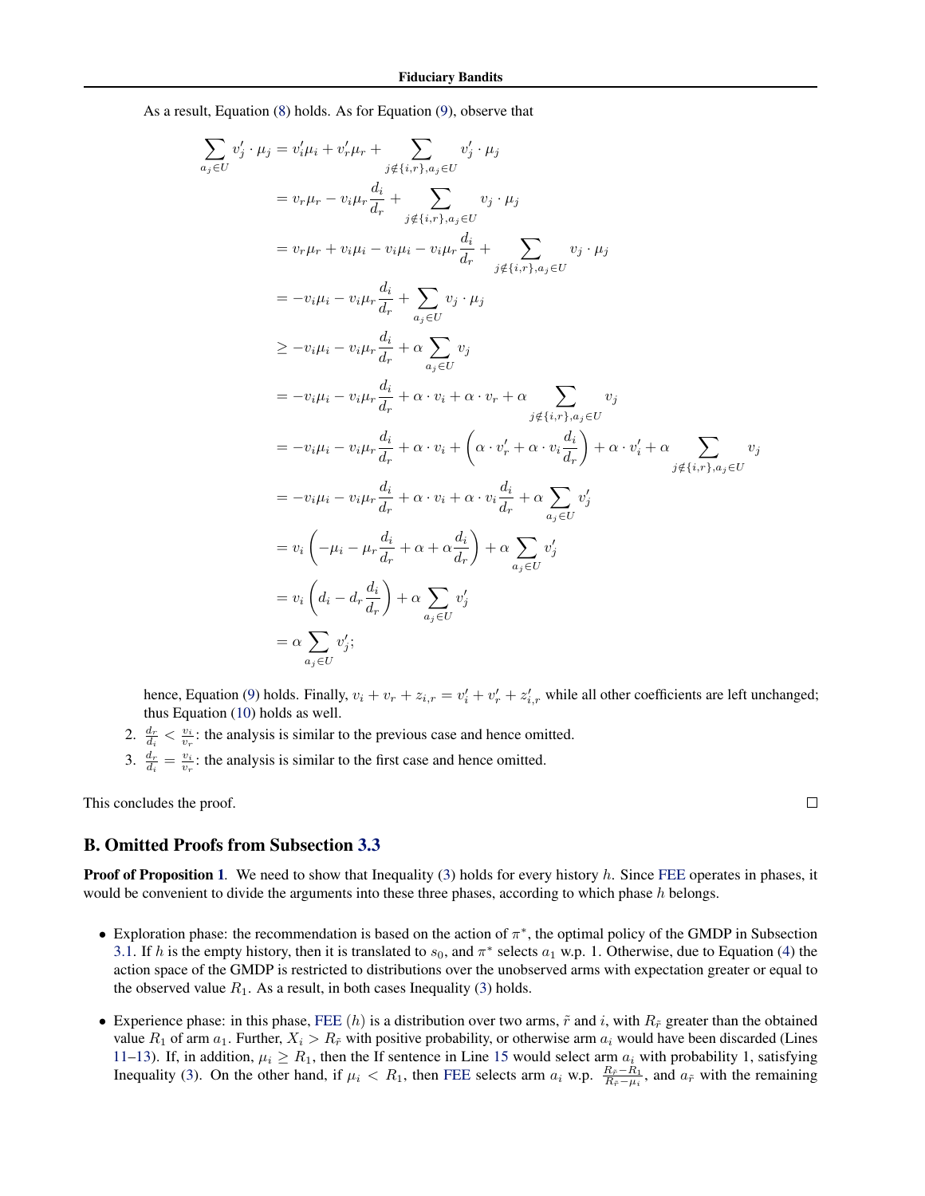As a result, Equation (8) holds. As for Equation (9), observe that

$$
\begin{aligned}
\sum_{a_j \in U} v'_j \cdot \mu_j &= v'_i \mu_i + v'_r \mu_r + \sum_{j \notin \{i,r\}, a_j \in U} v'_j \cdot \mu_j \\
&= v_r \mu_r - v_i \mu_r \frac{d_i}{d_r} + \sum_{j \notin \{i,r\}, a_j \in U} v_j \cdot \mu_j \\
&= v_r \mu_r + v_i \mu_i - v_i \mu_i - v_i \mu_r \frac{d_i}{d_r} + \sum_{j \notin \{i,r\}, a_j \in U} v_j \cdot \mu_j \\
&= -v_i \mu_i - v_i \mu_r \frac{d_i}{d_r} + \sum_{a_j \in U} v_j \cdot \mu_j \\
&\geq -v_i \mu_i - v_i \mu_r \frac{d_i}{d_r} + \alpha \sum_{a_j \in U} v_j \\
&= -v_i \mu_i - v_i \mu_r \frac{d_i}{d_r} + \alpha \cdot v_i + \alpha \cdot v_r + \alpha \sum_{j \notin \{i,r\}, a_j \in U} v_j \\
&= -v_i \mu_i - v_i \mu_r \frac{d_i}{d_r} + \alpha \cdot v_i + \left( \alpha \cdot v'_r + \alpha \cdot v_i \frac{d_i}{d_r} \right) + \alpha \cdot v'_i + \alpha \sum_{j \notin \{i,r\}, a_j \in U} v_j \\
&= -v_i \mu_i - v_i \mu_r \frac{d_i}{d_r} + \alpha \cdot v_i + \alpha \cdot v_i \frac{d_i}{d_r} + \alpha \sum_{a_j \in U} v'_j \\
&= v_i \left( -\mu_i - \mu_r \frac{d_i}{d_r} + \alpha + \alpha \frac{d_i}{d_r} \right) + \alpha \sum_{a_j \in U} v'_j \\
&= v_i \left( d_i - d_r \frac{d_i}{d_r} \right) + \alpha \sum_{a_j \in U} v'_j \\
&= \alpha \sum_{a_j \in U} v'_j;
\end{aligned}
$$

hence, Equation (9) holds. Finally, $v_i + v_r + z_{i,r} = v'_i + v'_r + z'_{i,r}$ while all other coefficients are left unchanged; thus Equation (10) holds as well.

2. $\frac{d_r}{d_i} < \frac{v_i}{v_r}$: the analysis is similar to the previous case and hence omitted.
3. $\frac{d_r}{d_i} = \frac{v_i}{v_r}$: the analysis is similar to the first case and hence omitted.

This concludes the proof. □

## B. Omitted Proofs from Subsection 3.3

**Proof of Proposition 1.** We need to show that Inequality (3) holds for every history $h$. Since FEE operates in phases, it would be convenient to divide the arguments into these three phases, according to which phase $h$ belongs.

- Exploration phase: the recommendation is based on the action of $\pi^*$, the optimal policy of the GMDP in Subsection 3.1. If $h$ is the empty history, then it is translated to $s_0$, and $\pi^*$ selects $a_1$ w.p. 1. Otherwise, due to Equation (4) the action space of the GMDP is restricted to distributions over the unobserved arms with expectation greater or equal to the observed value $R_1$. As a result, in both cases Inequality (3) holds.
- Experience phase: in this phase, FEE $(h)$ is a distribution over two arms, $\tilde{r}$ and $i$, with $R_{\tilde{r}}$ greater than the obtained value $R_1$ of arm $a_1$. Further, $X_i > R_{\tilde{r}}$ with positive probability, or otherwise arm $a_i$ would have been discarded (Lines 11–13). If, in addition, $\mu_i \geq R_1$, then the If sentence in Line 15 would select arm $a_i$ with probability 1, satisfying Inequality (3). On the other hand, if $\mu_i < R_1$, then FEE selects arm $a_i$ w.p. $\frac{R_{\tilde{r}} - R_1}{R_{\tilde{r}} - \mu_i}$, and $a_{\tilde{r}}$ with the remaining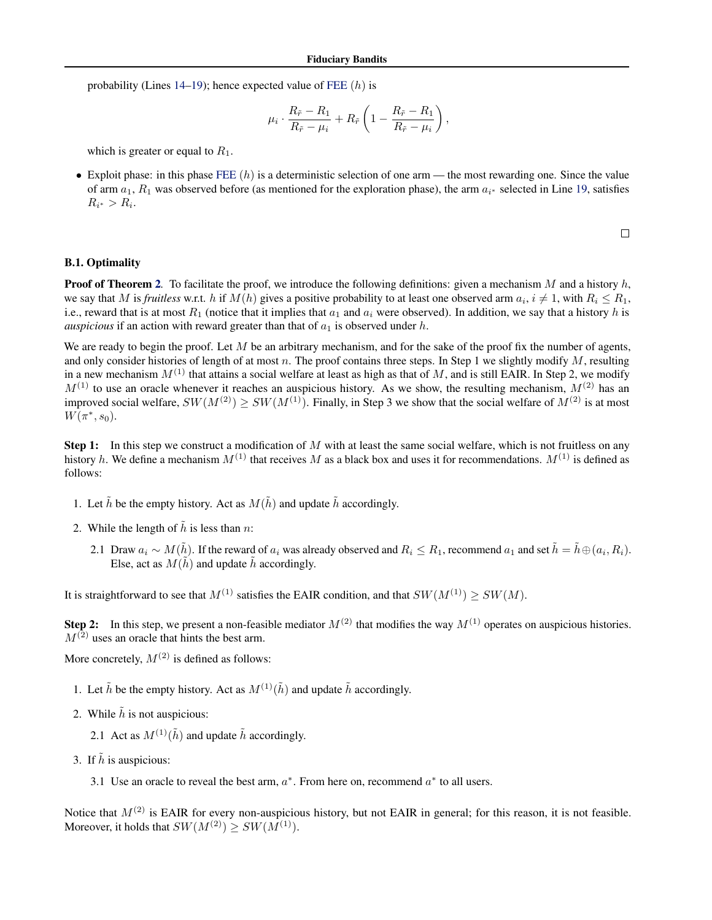probability (Lines 14–19); hence expected value of FEE $(h)$ is

$$\mu_i \cdot \frac{R_{\tilde{r}} - R_1}{R_{\tilde{r}} - \mu_i} + R_{\tilde{r}} \left(1 - \frac{R_{\tilde{r}} - R_1}{R_{\tilde{r}} - \mu_i}\right),$$

which is greater or equal to $R_1$.

- Exploit phase: in this phase FEE $(h)$ is a deterministic selection of one arm — the most rewarding one. Since the value of arm $a_1$, $R_1$ was observed before (as mentioned for the exploration phase), the arm $a_{i^*}$ selected in Line 19, satisfies $R_{i^*} > R_i$.

□

### B.1. Optimality

**Proof of Theorem 2.** To facilitate the proof, we introduce the following definitions: given a mechanism $M$ and a history $h$, we say that $M$ is *fruitless* w.r.t. $h$ if $M(h)$ gives a positive probability to at least one observed arm $a_i, i \neq 1$, with $R_i \leq R_1$, i.e., reward that is at most $R_1$ (notice that it implies that $a_1$ and $a_i$ were observed). In addition, we say that a history $h$ is *auspicious* if an action with reward greater than that of $a_1$ is observed under $h$.

We are ready to begin the proof. Let $M$ be an arbitrary mechanism, and for the sake of the proof fix the number of agents, and only consider histories of length of at most $n$. The proof contains three steps. In Step 1 we slightly modify $M$, resulting in a new mechanism $M^{(1)}$ that attains a social welfare at least as high as that of $M$, and is still EAIR. In Step 2, we modify $M^{(1)}$ to use an oracle whenever it reaches an auspicious history. As we show, the resulting mechanism, $M^{(2)}$ has an improved social welfare, $SW(M^{(2)}) \geq SW(M^{(1)})$. Finally, in Step 3 we show that the social welfare of $M^{(2)}$ is at most $W(\pi^*, s_0)$.

**Step 1:** In this step we construct a modification of $M$ with at least the same social welfare, which is not fruitless on any history $h$. We define a mechanism $M^{(1)}$ that receives $M$ as a black box and uses it for recommendations. $M^{(1)}$ is defined as follows:

1. Let $\tilde{h}$ be the empty history. Act as $M(\tilde{h})$ and update $\tilde{h}$ accordingly.
2. While the length of $\tilde{h}$ is less than $n$:
   2.1 Draw $a_i \sim M(\tilde{h})$. If the reward of $a_i$ was already observed and $R_i \leq R_1$, recommend $a_1$ and set $\tilde{h} = \tilde{h} \oplus (a_i, R_i)$. Else, act as $M(\tilde{h})$ and update $\tilde{h}$ accordingly.

It is straightforward to see that $M^{(1)}$ satisfies the EAIR condition, and that $SW(M^{(1)}) \geq SW(M)$.

**Step 2:** In this step, we present a non-feasible mediator $M^{(2)}$ that modifies the way $M^{(1)}$ operates on auspicious histories. $M^{(2)}$ uses an oracle that hints the best arm.

More concretely, $M^{(2)}$ is defined as follows:

1. Let $\tilde{h}$ be the empty history. Act as $M^{(1)}(\tilde{h})$ and update $\tilde{h}$ accordingly.
2. While $\tilde{h}$ is not auspicious:
   2.1 Act as $M^{(1)}(\tilde{h})$ and update $\tilde{h}$ accordingly.
3. If $\tilde{h}$ is auspicious:
   3.1 Use an oracle to reveal the best arm, $a^*$. From here on, recommend $a^*$ to all users.

Notice that $M^{(2)}$ is EAIR for every non-auspicious history, but not EAIR in general; for this reason, it is not feasible. Moreover, it holds that $SW(M^{(2)}) \geq SW(M^{(1)})$.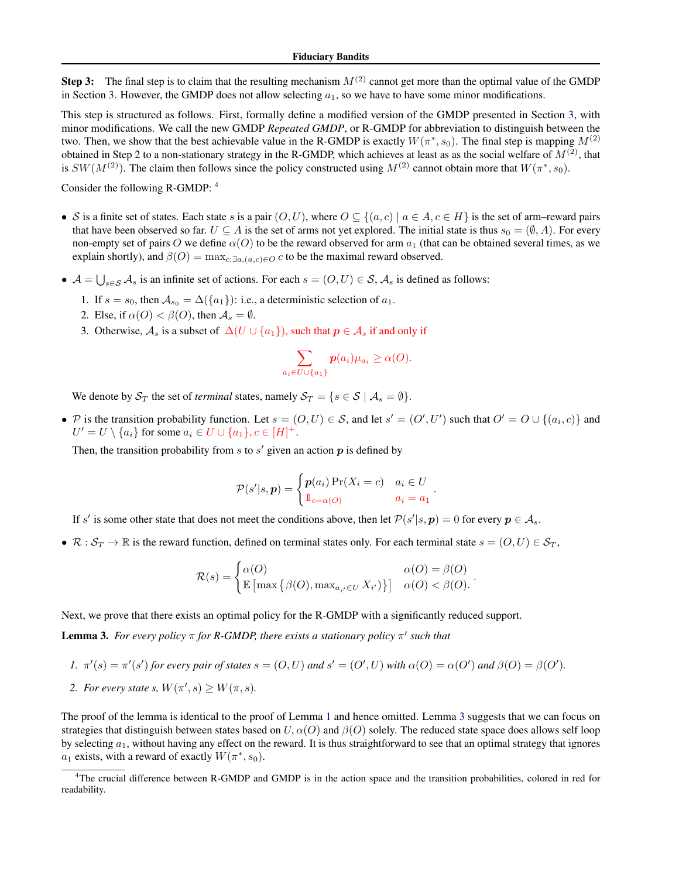**Step 3:** The final step is to claim that the resulting mechanism $M^{(2)}$ cannot get more than the optimal value of the GMDP in Section 3. However, the GMDP does not allow selecting $a_1$, so we have to have some minor modifications.

This step is structured as follows. First, formally define a modified version of the GMDP presented in Section 3, with minor modifications. We call the new GMDP *Repeated GMDP*, or R-GMDP for abbreviation to distinguish between the two. Then, we show that the best achievable value in the R-GMDP is exactly $W(\pi^*, s_0)$. The final step is mapping $M^{(2)}$ obtained in Step 2 to a non-stationary strategy in the R-GMDP, which achieves at least as as the social welfare of $M^{(2)}$, that is $SW(M^{(2)})$. The claim then follows since the policy constructed using $M^{(2)}$ cannot obtain more that $W(\pi^*, s_0)$.

Consider the following R-GMDP: [4]

- $\mathcal{S}$ is a finite set of states. Each state $s$ is a pair $(O, U)$, where $O \subseteq \{(a, c) \mid a \in A, c \in H\}$ is the set of arm–reward pairs that have been observed so far. $U \subseteq A$ is the set of arms not yet explored. The initial state is thus $s_0 = (\emptyset, A)$. For every non-empty set of pairs $O$ we define $\alpha(O)$ to be the reward observed for arm $a_1$ (that can be obtained several times, as we explain shortly), and $\beta(O) = \max_{c:\exists a,(a,c)\in O} c$ to be the maximal reward observed.
- $\mathcal{A} = \bigcup_{s\in\mathcal{S}} \mathcal{A}_s$ is an infinite set of actions. For each $s = (O, U) \in \mathcal{S}$, $\mathcal{A}_s$ is defined as follows:
  1. If $s = s_0$, then $\mathcal{A}_{s_0} = \Delta(\{a_1\})$: i.e., a deterministic selection of $a_1$.
  2. Else, if $\alpha(O) < \beta(O)$, then $\mathcal{A}_s = \emptyset$.
  3. Otherwise, $\mathcal{A}_s$ is a subset of $\Delta(U \cup \{a_1\})$, such that $\boldsymbol{p} \in \mathcal{A}_s$ if and only if
  $$\sum_{a_i \in U\cup\{a_1\}} \boldsymbol{p}(a_i)\mu_{a_i} \geq \alpha(O).$$

  We denote by $\mathcal{S}_T$ the set of *terminal* states, namely $\mathcal{S}_T = \{s \in \mathcal{S} \mid \mathcal{A}_s = \emptyset\}$.
- $\mathcal{P}$ is the transition probability function. Let $s = (O, U) \in \mathcal{S}$, and let $s' = (O', U')$ such that $O' = O \cup \{(a_i, c)\}$ and $U' = U \setminus \{a_i\}$ for some $a_i \in U \cup \{a_1\}, c \in [H]^+$.

  Then, the transition probability from $s$ to $s'$ given an action $\boldsymbol{p}$ is defined by
  $$\mathcal{P}(s'|s, \boldsymbol{p}) = \begin{cases} \boldsymbol{p}(a_i)\Pr(X_i = c) & a_i \in U \\ \mathbb{1}_{c=\alpha(O)} & a_i = a_1 \end{cases}.$$
  If $s'$ is some other state that does not meet the conditions above, then let $\mathcal{P}(s'|s, \boldsymbol{p}) = 0$ for every $\boldsymbol{p} \in \mathcal{A}_s$.
- $\mathcal{R} : \mathcal{S}_T \to \mathbb{R}$ is the reward function, defined on terminal states only. For each terminal state $s = (O, U) \in \mathcal{S}_T$,
  $$\mathcal{R}(s) = \begin{cases} \alpha(O) & \alpha(O) = \beta(O) \\ \mathbb{E}\left[\max\left\{\beta(O), \max_{a_{i'}\in U} X_{i'}\right\}\right] & \alpha(O) < \beta(O). \end{cases}.$$

Next, we prove that there exists an optimal policy for the R-GMDP with a significantly reduced support.

**Lemma 3.** *For every policy $\pi$ for R-GMDP, there exists a stationary policy $\pi'$ such that*

1. *$\pi'(s) = \pi'(s')$ for every pair of states $s = (O, U)$ and $s' = (O', U)$ with $\alpha(O) = \alpha(O')$ and $\beta(O) = \beta(O')$.*
2. *For every state $s$, $W(\pi', s) \geq W(\pi, s)$.*

The proof of the lemma is identical to the proof of Lemma 1 and hence omitted. Lemma 3 suggests that we can focus on strategies that distinguish between states based on $U, \alpha(O)$ and $\beta(O)$ solely. The reduced state space does allows self loop by selecting $a_1$, without having any effect on the reward. It is thus straightforward to see that an optimal strategy that ignores $a_1$ exists, with a reward of exactly $W(\pi^*, s_0)$.

[4] The crucial difference between R-GMDP and GMDP is in the action space and the transition probabilities, colored in red for readability.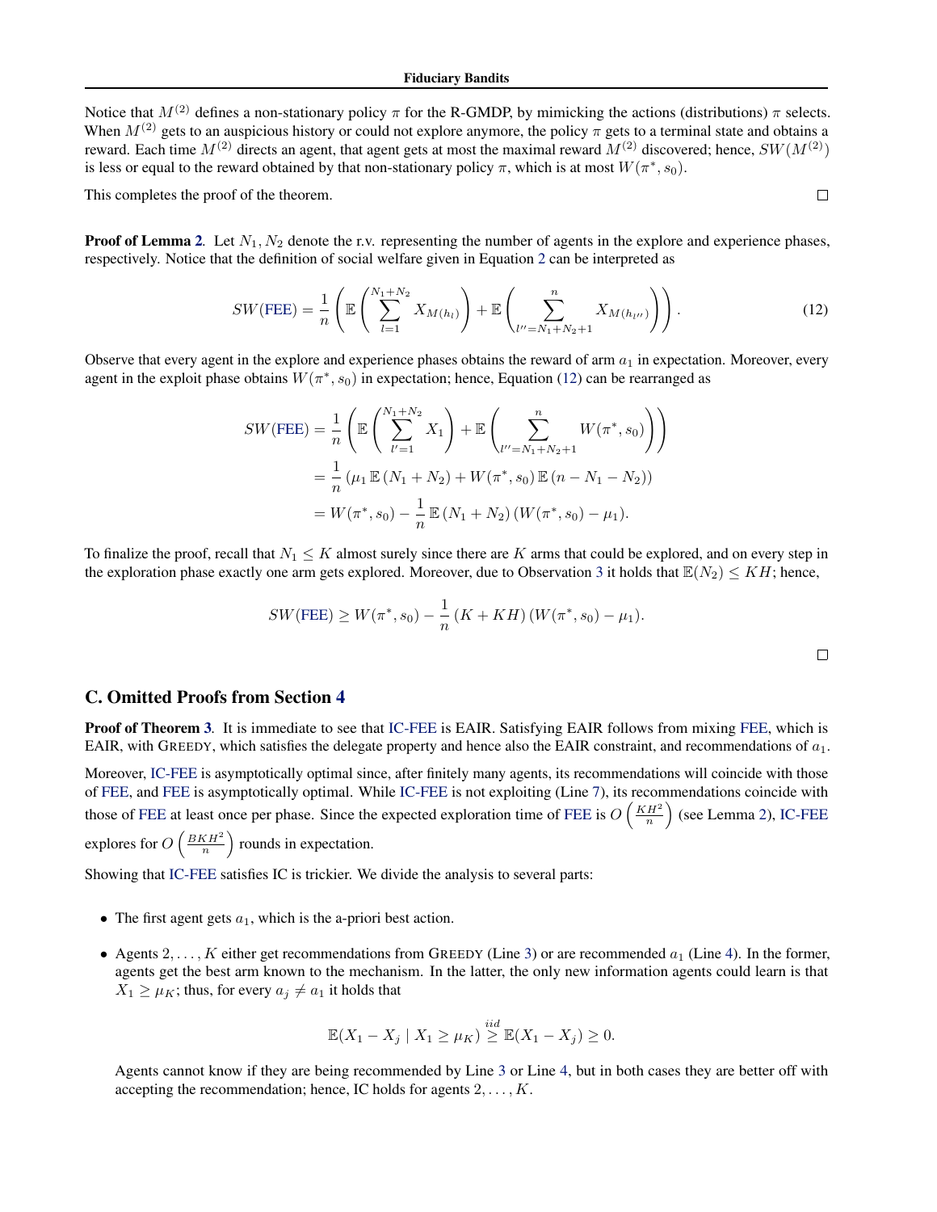Notice that $M^{(2)}$ defines a non-stationary policy $\pi$ for the R-GMDP, by mimicking the actions (distributions) $\pi$ selects. When $M^{(2)}$ gets to an auspicious history or could not explore anymore, the policy $\pi$ gets to a terminal state and obtains a reward. Each time $M^{(2)}$ directs an agent, that agent gets at most the maximal reward $M^{(2)}$ discovered; hence, $SW(M^{(2)})$ is less or equal to the reward obtained by that non-stationary policy $\pi$, which is at most $W(\pi^*, s_0)$.

This completes the proof of the theorem. $\square$

**Proof of Lemma 2**. Let $N_1, N_2$ denote the r.v. representing the number of agents in the explore and experience phases, respectively. Notice that the definition of social welfare given in Equation 2 can be interpreted as

$$SW(\text{FEE}) = \frac{1}{n}\left(\mathbb{E}\left(\sum_{l=1}^{N_1+N_2} X_{M(h_l)}\right) + \mathbb{E}\left(\sum_{l''=N_1+N_2+1}^{n} X_{M(h_{l''})}\right)\right). \tag{12}$$

Observe that every agent in the explore and experience phases obtains the reward of arm $a_1$ in expectation. Moreover, every agent in the exploit phase obtains $W(\pi^*, s_0)$ in expectation; hence, Equation (12) can be rearranged as

$$\begin{aligned}
SW(\text{FEE}) &= \frac{1}{n}\left(\mathbb{E}\left(\sum_{l'=1}^{N_1+N_2} X_1\right) + \mathbb{E}\left(\sum_{l''=N_1+N_2+1}^{n} W(\pi^*, s_0)\right)\right) \\
&= \frac{1}{n}\left(\mu_1 \mathbb{E}(N_1+N_2) + W(\pi^*, s_0)\mathbb{E}(n - N_1 - N_2)\right) \\
&= W(\pi^*, s_0) - \frac{1}{n}\mathbb{E}(N_1+N_2)(W(\pi^*, s_0) - \mu_1).
\end{aligned}$$

To finalize the proof, recall that $N_1 \leq K$ almost surely since there are $K$ arms that could be explored, and on every step in the exploration phase exactly one arm gets explored. Moreover, due to Observation 3 it holds that $\mathbb{E}(N_2) \leq KH$; hence,

$$SW(\text{FEE}) \geq W(\pi^*, s_0) - \frac{1}{n}(K + KH)(W(\pi^*, s_0) - \mu_1).$$

$\square$

## C. Omitted Proofs from Section 4

**Proof of Theorem 3**. It is immediate to see that IC-FEE is EAIR. Satisfying EAIR follows from mixing FEE, which is EAIR, with GREEDY, which satisfies the delegate property and hence also the EAIR constraint, and recommendations of $a_1$.

Moreover, IC-FEE is asymptotically optimal since, after finitely many agents, its recommendations will coincide with those of FEE, and FEE is asymptotically optimal. While IC-FEE is not exploiting (Line 7), its recommendations coincide with those of FEE at least once per phase. Since the expected exploration time of FEE is $O\left(\frac{KH^2}{n}\right)$ (see Lemma 2), IC-FEE explores for $O\left(\frac{BKH^2}{n}\right)$ rounds in expectation.

Showing that IC-FEE satisfies IC is trickier. We divide the analysis to several parts:

- The first agent gets $a_1$, which is the a-priori best action.
- Agents $2, \dots, K$ either get recommendations from GREEDY (Line 3) or are recommended $a_1$ (Line 4). In the former, agents get the best arm known to the mechanism. In the latter, the only new information agents could learn is that $X_1 \geq \mu_K$; thus, for every $a_j \neq a_1$ it holds that

  $$\mathbb{E}(X_1 - X_j \mid X_1 \geq \mu_K) \overset{iid}{\geq} \mathbb{E}(X_1 - X_j) \geq 0.$$

  Agents cannot know if they are being recommended by Line 3 or Line 4, but in both cases they are better off with accepting the recommendation; hence, IC holds for agents $2, \dots, K$.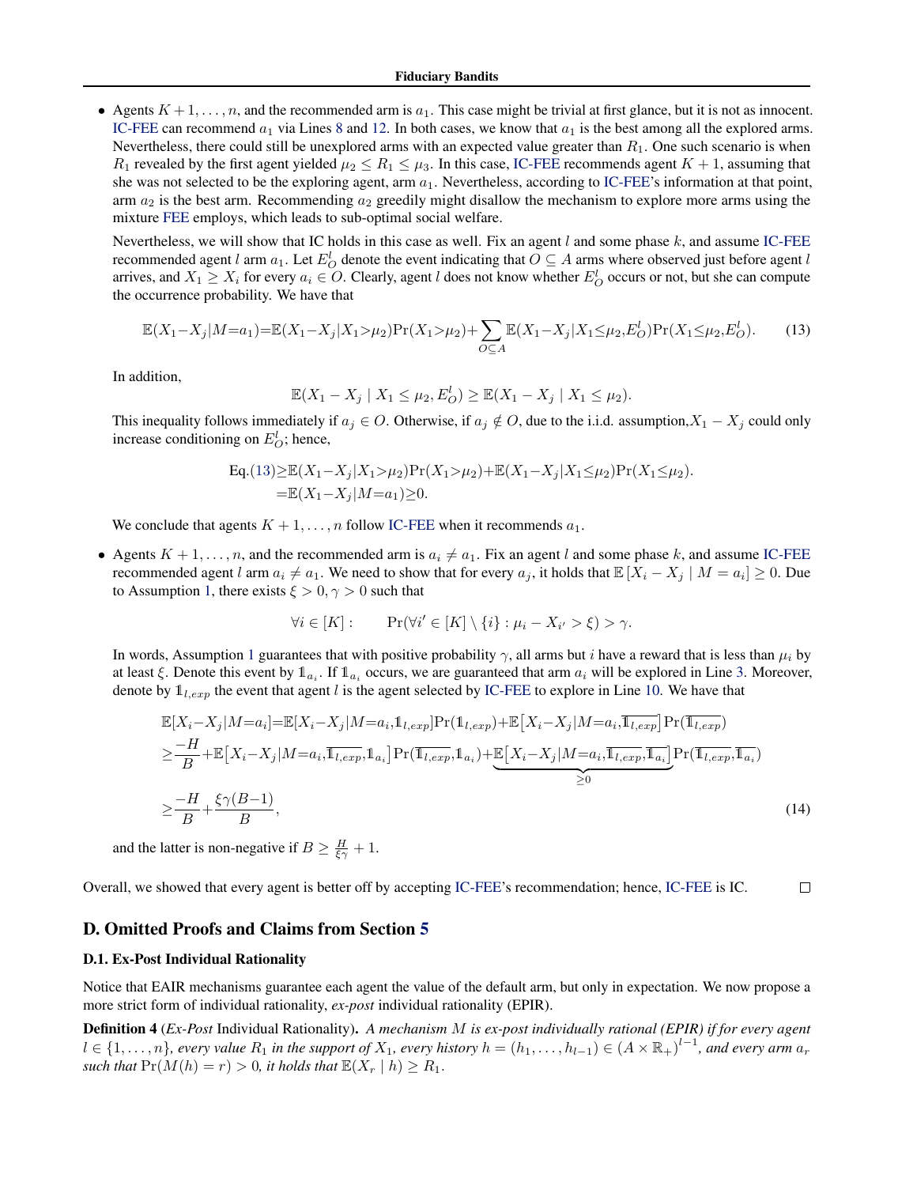- Agents $K+1,\ldots,n$, and the recommended arm is $a_1$. This case might be trivial at first glance, but it is not as innocent. IC-FEE can recommend $a_1$ via Lines 8 and 12. In both cases, we know that $a_1$ is the best among all the explored arms. Nevertheless, there could still be unexplored arms with an expected value greater than $R_1$. One such scenario is when $R_1$ revealed by the first agent yielded $\mu_2 \leq R_1 \leq \mu_3$. In this case, IC-FEE recommends agent $K+1$, assuming that she was not selected to be the exploring agent, arm $a_1$. Nevertheless, according to IC-FEE's information at that point, arm $a_2$ is the best arm. Recommending $a_2$ greedily might disallow the mechanism to explore more arms using the mixture FEE employs, which leads to sub-optimal social welfare.

  Nevertheless, we will show that IC holds in this case as well. Fix an agent $l$ and some phase $k$, and assume IC-FEE recommended agent $l$ arm $a_1$. Let $E_O^l$ denote the event indicating that $O \subseteq A$ arms where observed just before agent $l$ arrives, and $X_1 \geq X_i$ for every $a_i \in O$. Clearly, agent $l$ does not know whether $E_O^l$ occurs or not, but she can compute the occurrence probability. We have that

$$\mathbb{E}(X_1-X_j|M{=}a_1){=}\mathbb{E}(X_1-X_j|X_1{>}\mu_2)\Pr(X_1{>}\mu_2)+\sum_{O\subseteq A}\mathbb{E}(X_1-X_j|X_1{\leq}\mu_2,E_O^l)\Pr(X_1{\leq}\mu_2,E_O^l). \tag{13}$$

  In addition,

$$\mathbb{E}(X_1-X_j \mid X_1 \leq \mu_2, E_O^l) \geq \mathbb{E}(X_1-X_j \mid X_1 \leq \mu_2).$$

  This inequality follows immediately if $a_j \in O$. Otherwise, if $a_j \notin O$, due to the i.i.d. assumption,$X_1 - X_j$ could only increase conditioning on $E_O^l$; hence,

$$\begin{aligned}\text{Eq.(13)} &\geq \mathbb{E}(X_1-X_j|X_1{>}\mu_2)\Pr(X_1{>}\mu_2)+\mathbb{E}(X_1-X_j|X_1{\leq}\mu_2)\Pr(X_1{\leq}\mu_2).\\ &= \mathbb{E}(X_1-X_j|M{=}a_1) \geq 0.\end{aligned}$$

  We conclude that agents $K+1,\ldots,n$ follow IC-FEE when it recommends $a_1$.

- Agents $K+1,\ldots,n$, and the recommended arm is $a_i \neq a_1$. Fix an agent $l$ and some phase $k$, and assume IC-FEE recommended agent $l$ arm $a_i \neq a_1$. We need to show that for every $a_j$, it holds that $\mathbb{E}\left[X_i - X_j \mid M = a_i\right] \geq 0$. Due to Assumption 1, there exists $\xi > 0, \gamma > 0$ such that

$$\forall i \in [K]: \qquad \Pr(\forall i' \in [K]\setminus\{i\} : \mu_i - X_{i'} > \xi) > \gamma.$$

  In words, Assumption 1 guarantees that with positive probability $\gamma$, all arms but $i$ have a reward that is less than $\mu_i$ by at least $\xi$. Denote this event by $\mathbb{1}_{a_i}$. If $\mathbb{1}_{a_i}$ occurs, we are guaranteed that arm $a_i$ will be explored in Line 3. Moreover, denote by $\mathbb{1}_{l,exp}$ the event that agent $l$ is the agent selected by IC-FEE to explore in Line 10. We have that

$$\begin{aligned}
&\mathbb{E}[X_i{-}X_j|M{=}a_i]{=}\mathbb{E}[X_i{-}X_j|M{=}a_i,\mathbb{1}_{l,exp}]\Pr(\mathbb{1}_{l,exp}){+}\mathbb{E}\big[X_i{-}X_j|M{=}a_i,\overline{\mathbb{1}_{l,exp}}\big]\Pr(\overline{\mathbb{1}_{l,exp}})\\
&\geq \frac{-H}{B}{+}\mathbb{E}\big[X_i{-}X_j|M{=}a_i,\overline{\mathbb{1}_{l,exp}},\mathbb{1}_{a_i}\big]\Pr(\overline{\mathbb{1}_{l,exp}},\mathbb{1}_{a_i}){+}\underbrace{\mathbb{E}\big[X_i{-}X_j|M{=}a_i,\overline{\mathbb{1}_{l,exp}},\overline{\mathbb{1}_{a_i}}\big]}_{\geq 0}\Pr(\overline{\mathbb{1}_{l,exp}},\overline{\mathbb{1}_{a_i}})\\
&\geq \frac{-H}{B}+\frac{\xi\gamma(B-1)}{B},
\end{aligned} \tag{14}$$

  and the latter is non-negative if $B \geq \frac{H}{\xi\gamma}+1$.

Overall, we showed that every agent is better off by accepting IC-FEE's recommendation; hence, IC-FEE is IC. □

## D. Omitted Proofs and Claims from Section 5

### D.1. Ex-Post Individual Rationality

Notice that EAIR mechanisms guarantee each agent the value of the default arm, but only in expectation. We now propose a more strict form of individual rationality, *ex-post* individual rationality (EPIR).

**Definition 4** (*Ex-Post* Individual Rationality)**.** *A mechanism $M$ is ex-post individually rational (EPIR) if for every agent $l \in \{1,\ldots,n\}$, every value $R_1$ in the support of $X_1$, every history $h = (h_1,\ldots,h_{l-1}) \in (A \times \mathbb{R}_+)^{l-1}$, and every arm $a_r$ such that $\Pr(M(h) = r) > 0$, it holds that $\mathbb{E}(X_r \mid h) \geq R_1$.*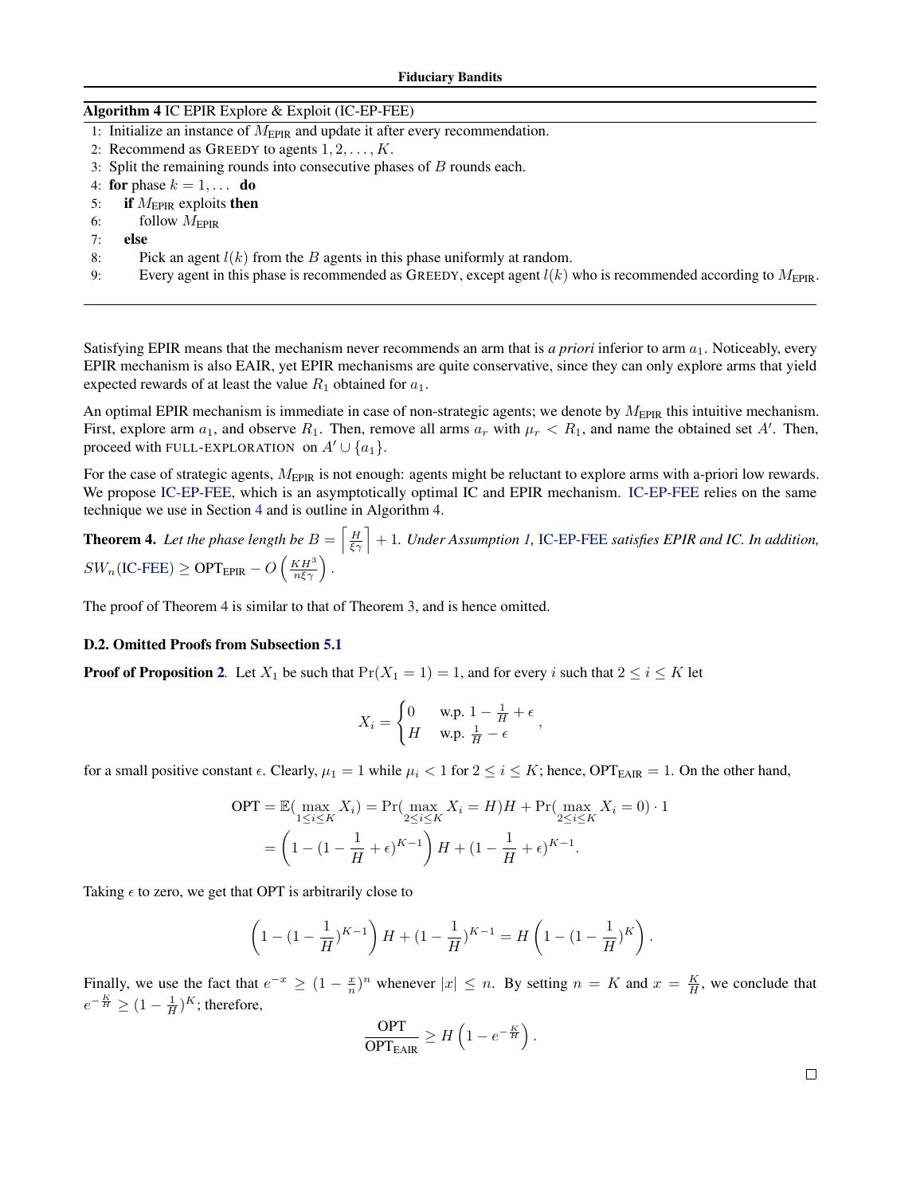**Algorithm 4** IC EPIR Explore & Exploit (IC-EP-FEE)

1: Initialize an instance of $M_{\text{EPIR}}$ and update it after every recommendation.
2: Recommend as GREEDY to agents $1, 2, \dots, K$.
3: Split the remaining rounds into consecutive phases of $B$ rounds each.
4: **for** phase $k = 1, \dots$ **do**
5: &nbsp;&nbsp;&nbsp;&nbsp;**if** $M_{\text{EPIR}}$ exploits **then**
6: &nbsp;&nbsp;&nbsp;&nbsp;&nbsp;&nbsp;&nbsp;&nbsp;follow $M_{\text{EPIR}}$
7: &nbsp;&nbsp;&nbsp;&nbsp;**else**
8: &nbsp;&nbsp;&nbsp;&nbsp;&nbsp;&nbsp;&nbsp;&nbsp;Pick an agent $l(k)$ from the $B$ agents in this phase uniformly at random.
9: &nbsp;&nbsp;&nbsp;&nbsp;&nbsp;&nbsp;&nbsp;&nbsp;Every agent in this phase is recommended as GREEDY, except agent $l(k)$ who is recommended according to $M_{\text{EPIR}}$.

Satisfying EPIR means that the mechanism never recommends an arm that is *a priori* inferior to arm $a_1$. Noticeably, every EPIR mechanism is also EAIR, yet EPIR mechanisms are quite conservative, since they can only explore arms that yield expected rewards of at least the value $R_1$ obtained for $a_1$.

An optimal EPIR mechanism is immediate in case of non-strategic agents; we denote by $M_{\text{EPIR}}$ this intuitive mechanism. First, explore arm $a_1$, and observe $R_1$. Then, remove all arms $a_r$ with $\mu_r < R_1$, and name the obtained set $A'$. Then, proceed with FULL-EXPLORATION on $A' \cup \{a_1\}$.

For the case of strategic agents, $M_{\text{EPIR}}$ is not enough: agents might be reluctant to explore arms with a-priori low rewards. We propose IC-EP-FEE, which is an asymptotically optimal IC and EPIR mechanism. IC-EP-FEE relies on the same technique we use in Section 4 and is outline in Algorithm 4.

**Theorem 4.** *Let the phase length be $B = \left\lceil \frac{H}{\xi\gamma} \right\rceil + 1$. Under Assumption 1, IC-EP-FEE satisfies EPIR and IC. In addition,* $SW_n(\text{IC-FEE}) \geq \text{OPT}_{\text{EPIR}} - O\left(\frac{KH^3}{n\xi\gamma}\right)$.

The proof of Theorem 4 is similar to that of Theorem 3, and is hence omitted.

### D.2. Omitted Proofs from Subsection 5.1

**Proof of Proposition 2.** Let $X_1$ be such that $\Pr(X_1 = 1) = 1$, and for every $i$ such that $2 \leq i \leq K$ let

$$X_i = \begin{cases} 0 & \text{w.p. } 1 - \frac{1}{H} + \epsilon \\ H & \text{w.p. } \frac{1}{H} - \epsilon \end{cases},$$

for a small positive constant $\epsilon$. Clearly, $\mu_1 = 1$ while $\mu_i < 1$ for $2 \leq i \leq K$; hence, $\text{OPT}_{\text{EAIR}} = 1$. On the other hand,

$$\begin{aligned}
\text{OPT} = \mathbb{E}(\max_{1 \leq i \leq K} X_i) &= \Pr(\max_{2 \leq i \leq K} X_i = H)H + \Pr(\max_{2 \leq i \leq K} X_i = 0) \cdot 1 \\
&= \left(1 - (1 - \frac{1}{H} + \epsilon)^{K-1}\right) H + (1 - \frac{1}{H} + \epsilon)^{K-1}.
\end{aligned}$$

Taking $\epsilon$ to zero, we get that OPT is arbitrarily close to

$$\left(1 - (1 - \frac{1}{H})^{K-1}\right) H + (1 - \frac{1}{H})^{K-1} = H\left(1 - (1 - \frac{1}{H})^{K}\right).$$

Finally, we use the fact that $e^{-x} \geq (1 - \frac{x}{n})^n$ whenever $|x| \leq n$. By setting $n = K$ and $x = \frac{K}{H}$, we conclude that $e^{-\frac{K}{H}} \geq (1 - \frac{1}{H})^K$; therefore,

$$\frac{\text{OPT}}{\text{OPT}_{\text{EAIR}}} \geq H\left(1 - e^{-\frac{K}{H}}\right).$$

□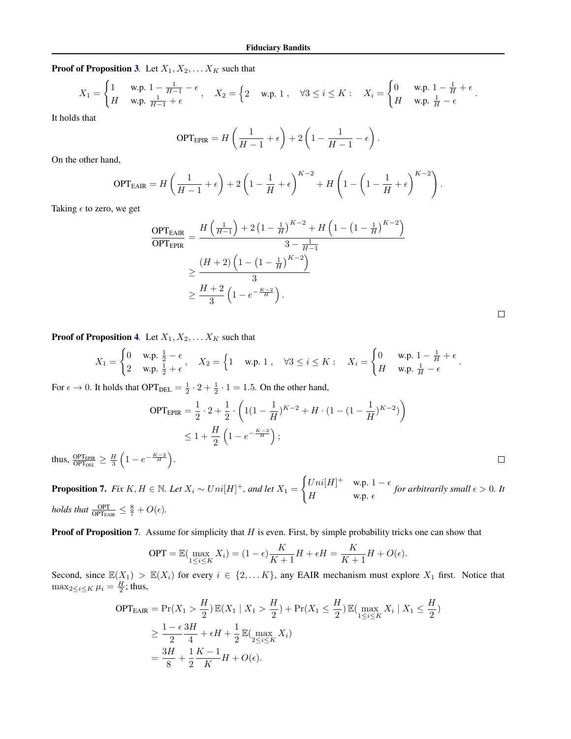**Proof of Proposition 3**. Let $X_1, X_2, \dots X_K$ such that

$$X_1 = \begin{cases} 1 & \text{w.p. } 1 - \frac{1}{H-1} - \epsilon \\ H & \text{w.p. } \frac{1}{H-1} + \epsilon \end{cases}, \quad X_2 = \begin{cases} 2 & \text{w.p. } 1 \end{cases}, \quad \forall 3 \leq i \leq K: \quad X_i = \begin{cases} 0 & \text{w.p. } 1 - \frac{1}{H} + \epsilon \\ H & \text{w.p. } \frac{1}{H} - \epsilon \end{cases}.$$

It holds that

$$\text{OPT}_{\text{EPIR}} = H\left(\frac{1}{H-1} + \epsilon\right) + 2\left(1 - \frac{1}{H-1} - \epsilon\right).$$

On the other hand,

$$\text{OPT}_{\text{EAIR}} = H\left(\frac{1}{H-1} + \epsilon\right) + 2\left(1 - \frac{1}{H} + \epsilon\right)^{K-2} + H\left(1 - \left(1 - \frac{1}{H} + \epsilon\right)^{K-2}\right).$$

Taking $\epsilon$ to zero, we get

$$\begin{aligned}
\frac{\text{OPT}_{\text{EAIR}}}{\text{OPT}_{\text{EPIR}}} &= \frac{H\left(\frac{1}{H-1}\right) + 2\left(1 - \frac{1}{H}\right)^{K-2} + H\left(1 - \left(1 - \frac{1}{H}\right)^{K-2}\right)}{3 - \frac{1}{H-1}} \\
&\geq \frac{(H+2)\left(1 - \left(1 - \frac{1}{H}\right)^{K-2}\right)}{3} \\
&\geq \frac{H+2}{3}\left(1 - e^{-\frac{K-2}{H}}\right).
\end{aligned}$$

□

**Proof of Proposition 4**. Let $X_1, X_2, \dots X_K$ such that

$$X_1 = \begin{cases} 0 & \text{w.p. } \frac{1}{2} - \epsilon \\ 2 & \text{w.p. } \frac{1}{2} + \epsilon \end{cases}, \quad X_2 = \begin{cases} 1 & \text{w.p. } 1 \end{cases}, \quad \forall 3 \leq i \leq K: \quad X_i = \begin{cases} 0 & \text{w.p. } 1 - \frac{1}{H} + \epsilon \\ H & \text{w.p. } \frac{1}{H} - \epsilon \end{cases}.$$

For $\epsilon \to 0$. It holds that $\text{OPT}_{\text{DEL}} = \frac{1}{2} \cdot 2 + \frac{1}{2} \cdot 1 = 1.5$. On the other hand,

$$\begin{aligned}
\text{OPT}_{\text{EPIR}} &= \frac{1}{2} \cdot 2 + \frac{1}{2} \cdot \left(1(1 - \frac{1}{H})^{K-2} + H \cdot (1 - (1 - \frac{1}{H})^{K-2})\right) \\
&\leq 1 + \frac{H}{2}\left(1 - e^{-\frac{K-2}{H}}\right);
\end{aligned}$$

thus, $\frac{\text{OPT}_{\text{EPIR}}}{\text{OPT}_{\text{DEL}}} \geq \frac{H}{3}\left(1 - e^{-\frac{K-2}{H}}\right)$. □

**Proposition 7.** *Fix $K, H \in \mathbb{N}$. Let $X_i \sim Uni[H]^+$, and let $X_1 = \begin{cases} Uni[H]^+ & \text{w.p. } 1 - \epsilon \\ H & \text{w.p. } \epsilon \end{cases}$ for arbitrarily small $\epsilon > 0$. It holds that $\frac{\text{OPT}}{\text{OPT}_{\text{EAIR}}} \leq \frac{8}{7} + O(\epsilon)$.*

**Proof of Proposition 7**. Assume for simplicity that $H$ is even. First, by simple probability tricks one can show that

$$\text{OPT} = \mathbb{E}(\max_{1 \leq i \leq K} X_i) = (1 - \epsilon)\frac{K}{K+1}H + \epsilon H = \frac{K}{K+1}H + O(\epsilon).$$

Second, since $\mathbb{E}(X_1) > \mathbb{E}(X_i)$ for every $i \in \{2, \dots K\}$, any EAIR mechanism must explore $X_1$ first. Notice that $\max_{2 \leq i \leq K} \mu_i = \frac{H}{2}$; thus,

$$\begin{aligned}
\text{OPT}_{\text{EAIR}} &= \Pr(X_1 > \frac{H}{2})\,\mathbb{E}(X_1 \mid X_1 > \frac{H}{2}) + \Pr(X_1 \leq \frac{H}{2})\,\mathbb{E}(\max_{1 \leq i \leq K} X_i \mid X_1 \leq \frac{H}{2}) \\
&\geq \frac{1-\epsilon}{2}\frac{3H}{4} + \epsilon H + \frac{1}{2}\,\mathbb{E}(\max_{2 \leq i \leq K} X_i) \\
&= \frac{3H}{8} + \frac{1}{2}\frac{K-1}{K}H + O(\epsilon).
\end{aligned}$$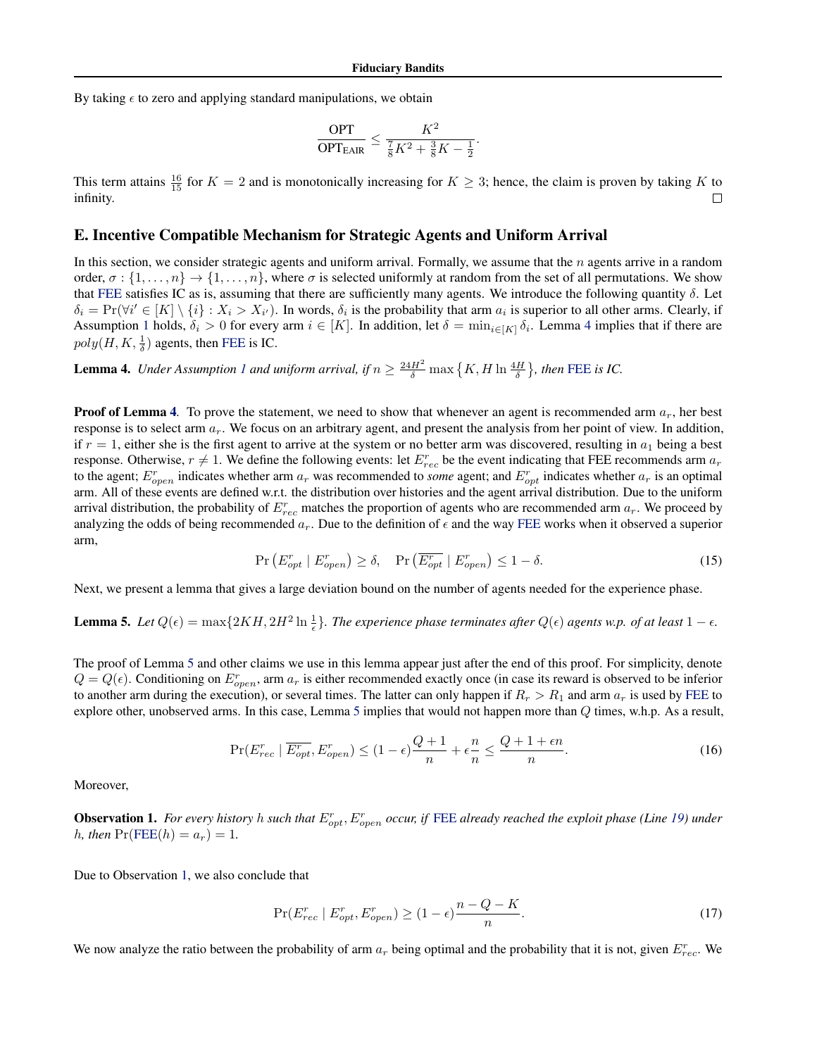By taking $\epsilon$ to zero and applying standard manipulations, we obtain

$$\frac{\text{OPT}}{\text{OPT}_{\text{EAIR}}} \leq \frac{K^2}{\frac{7}{8}K^2 + \frac{3}{8}K - \frac{1}{2}}.$$

This term attains $\frac{16}{15}$ for $K = 2$ and is monotonically increasing for $K \geq 3$; hence, the claim is proven by taking $K$ to infinity. □

## E. Incentive Compatible Mechanism for Strategic Agents and Uniform Arrival

In this section, we consider strategic agents and uniform arrival. Formally, we assume that the $n$ agents arrive in a random order, $\sigma : \{1, \dots, n\} \to \{1, \dots, n\}$, where $\sigma$ is selected uniformly at random from the set of all permutations. We show that FEE satisfies IC as is, assuming that there are sufficiently many agents. We introduce the following quantity $\delta$. Let $\delta_i = \Pr(\forall i' \in [K] \setminus \{i\} : X_i > X_{i'})$. In words, $\delta_i$ is the probability that arm $a_i$ is superior to all other arms. Clearly, if Assumption 1 holds, $\delta_i > 0$ for every arm $i \in [K]$. In addition, let $\delta = \min_{i \in [K]} \delta_i$. Lemma 4 implies that if there are $poly(H, K, \frac{1}{\delta})$ agents, then FEE is IC.

**Lemma 4.** *Under Assumption 1 and uniform arrival, if $n \geq \frac{24H^2}{\delta} \max\left\{K, H \ln \frac{4H}{\delta}\right\}$, then FEE is IC.*

**Proof of Lemma 4.** To prove the statement, we need to show that whenever an agent is recommended arm $a_r$, her best response is to select arm $a_r$. We focus on an arbitrary agent, and present the analysis from her point of view. In addition, if $r = 1$, either she is the first agent to arrive at the system or no better arm was discovered, resulting in $a_1$ being a best response. Otherwise, $r \neq 1$. We define the following events: let $E^r_{rec}$ be the event indicating that FEE recommends arm $a_r$ to the agent; $E^r_{open}$ indicates whether arm $a_r$ was recommended to *some* agent; and $E^r_{opt}$ indicates whether $a_r$ is an optimal arm. All of these events are defined w.r.t. the distribution over histories and the agent arrival distribution. Due to the uniform arrival distribution, the probability of $E^r_{rec}$ matches the proportion of agents who are recommended arm $a_r$. We proceed by analyzing the odds of being recommended $a_r$. Due to the definition of $\epsilon$ and the way FEE works when it observed a superior arm,

$$\Pr\left(E^r_{opt} \mid E^r_{open}\right) \geq \delta, \quad \Pr\left(\overline{E^r_{opt}} \mid E^r_{open}\right) \leq 1 - \delta. \tag{15}$$

Next, we present a lemma that gives a large deviation bound on the number of agents needed for the experience phase.

**Lemma 5.** *Let $Q(\epsilon) = \max\{2KH, 2H^2 \ln \frac{1}{\epsilon}\}$. The experience phase terminates after $Q(\epsilon)$ agents w.p. of at least $1 - \epsilon$.*

The proof of Lemma 5 and other claims we use in this lemma appear just after the end of this proof. For simplicity, denote $Q = Q(\epsilon)$. Conditioning on $E^r_{open}$, arm $a_r$ is either recommended exactly once (in case its reward is observed to be inferior to another arm during the execution), or several times. The latter can only happen if $R_r > R_1$ and arm $a_r$ is used by FEE to explore other, unobserved arms. In this case, Lemma 5 implies that would not happen more than $Q$ times, w.h.p. As a result,

$$\Pr(E^r_{rec} \mid \overline{E^r_{opt}}, E^r_{open}) \leq (1 - \epsilon)\frac{Q + 1}{n} + \epsilon \frac{n}{n} \leq \frac{Q + 1 + \epsilon n}{n}. \tag{16}$$

Moreover,

**Observation 1.** *For every history $h$ such that $E^r_{opt}, E^r_{open}$ occur, if FEE already reached the exploit phase (Line 19) under $h$, then $\Pr(\text{FEE}(h) = a_r) = 1$.*

Due to Observation 1, we also conclude that

$$\Pr(E^r_{rec} \mid E^r_{opt}, E^r_{open}) \geq (1 - \epsilon)\frac{n - Q - K}{n}. \tag{17}$$

We now analyze the ratio between the probability of arm $a_r$ being optimal and the probability that it is not, given $E^r_{rec}$. We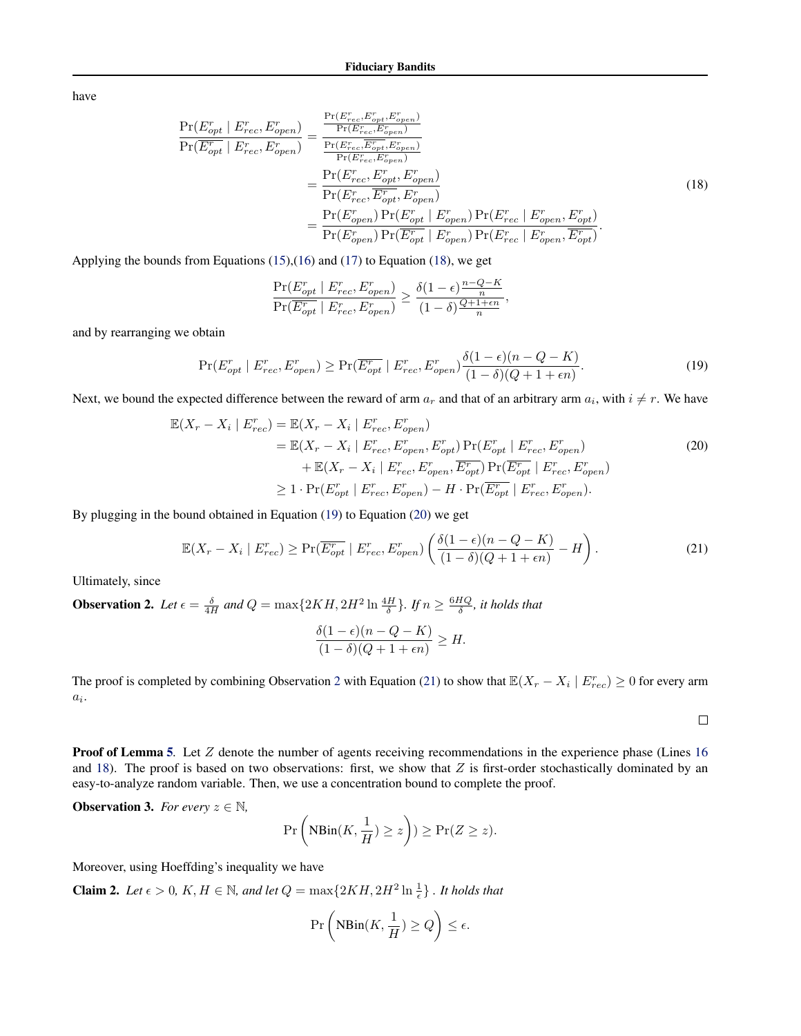have

$$
\begin{aligned}
\frac{\Pr(E^r_{opt} \mid E^r_{rec}, E^r_{open})}{\Pr(\overline{E^r_{opt}} \mid E^r_{rec}, E^r_{open})} &= \frac{\frac{\Pr(E^r_{rec}, E^r_{opt}, E^r_{open})}{\Pr(E^r_{rec}, E^r_{open})}}{\frac{\Pr(E^r_{rec}, \overline{E^r_{opt}}, E^r_{open})}{\Pr(E^r_{rec}, E^r_{open})}} \\
&= \frac{\Pr(E^r_{rec}, E^r_{opt}, E^r_{open})}{\Pr(E^r_{rec}, \overline{E^r_{opt}}, E^r_{open})} \\
&= \frac{\Pr(E^r_{open}) \Pr(E^r_{opt} \mid E^r_{open}) \Pr(E^r_{rec} \mid E^r_{open}, E^r_{opt})}{\Pr(E^r_{open}) \Pr(\overline{E^r_{opt}} \mid E^r_{open}) \Pr(E^r_{rec} \mid E^r_{open}, \overline{E^r_{opt}})}.
\end{aligned} \tag{18}
$$

Applying the bounds from Equations (15),(16) and (17) to Equation (18), we get

$$
\frac{\Pr(E^r_{opt} \mid E^r_{rec}, E^r_{open})}{\Pr(\overline{E^r_{opt}} \mid E^r_{rec}, E^r_{open})} \geq \frac{\delta(1-\epsilon)\frac{n-Q-K}{n}}{(1-\delta)\frac{Q+1+\epsilon n}{n}},
$$

and by rearranging we obtain

$$
\Pr(E^r_{opt} \mid E^r_{rec}, E^r_{open}) \geq \Pr(\overline{E^r_{opt}} \mid E^r_{rec}, E^r_{open}) \frac{\delta(1-\epsilon)(n-Q-K)}{(1-\delta)(Q+1+\epsilon n)}. \tag{19}
$$

Next, we bound the expected difference between the reward of arm $a_r$ and that of an arbitrary arm $a_i$, with $i \neq r$. We have

$$
\begin{aligned}
\mathbb{E}(X_r - X_i \mid E^r_{rec}) &= \mathbb{E}(X_r - X_i \mid E^r_{rec}, E^r_{open}) \\
&= \mathbb{E}(X_r - X_i \mid E^r_{rec}, E^r_{open}, E^r_{opt}) \Pr(E^r_{opt} \mid E^r_{rec}, E^r_{open}) \\
&\quad + \mathbb{E}(X_r - X_i \mid E^r_{rec}, E^r_{open}, \overline{E^r_{opt}}) \Pr(\overline{E^r_{opt}} \mid E^r_{rec}, E^r_{open}) \\
&\geq 1 \cdot \Pr(E^r_{opt} \mid E^r_{rec}, E^r_{open}) - H \cdot \Pr(\overline{E^r_{opt}} \mid E^r_{rec}, E^r_{open}).
\end{aligned} \tag{20}
$$

By plugging in the bound obtained in Equation (19) to Equation (20) we get

$$
\mathbb{E}(X_r - X_i \mid E^r_{rec}) \geq \Pr(\overline{E^r_{opt}} \mid E^r_{rec}, E^r_{open}) \left( \frac{\delta(1-\epsilon)(n-Q-K)}{(1-\delta)(Q+1+\epsilon n)} - H \right). \tag{21}
$$

Ultimately, since

**Observation 2.** *Let $\epsilon = \frac{\delta}{4H}$ and $Q = \max\{2KH, 2H^2 \ln \frac{4H}{\delta}\}$. If $n \geq \frac{6HQ}{\delta}$, it holds that*

$$
\frac{\delta(1-\epsilon)(n-Q-K)}{(1-\delta)(Q+1+\epsilon n)} \geq H.
$$

The proof is completed by combining Observation 2 with Equation (21) to show that $\mathbb{E}(X_r - X_i \mid E^r_{rec}) \geq 0$ for every arm $a_i$.

□

**Proof of Lemma 5.** Let $Z$ denote the number of agents receiving recommendations in the experience phase (Lines 16 and 18). The proof is based on two observations: first, we show that $Z$ is first-order stochastically dominated by an easy-to-analyze random variable. Then, we use a concentration bound to complete the proof.

**Observation 3.** *For every $z \in \mathbb{N}$,*

$$
\Pr\left(\text{NBin}(K, \frac{1}{H}) \geq z\right)) \geq \Pr(Z \geq z).
$$

Moreover, using Hoeffding's inequality we have

**Claim 2.** *Let $\epsilon > 0$, $K, H \in \mathbb{N}$, and let $Q = \max\{2KH, 2H^2 \ln \frac{1}{\epsilon}\}$ . It holds that*

$$
\Pr\left(\text{NBin}(K, \frac{1}{H}) \geq Q\right) \leq \epsilon.
$$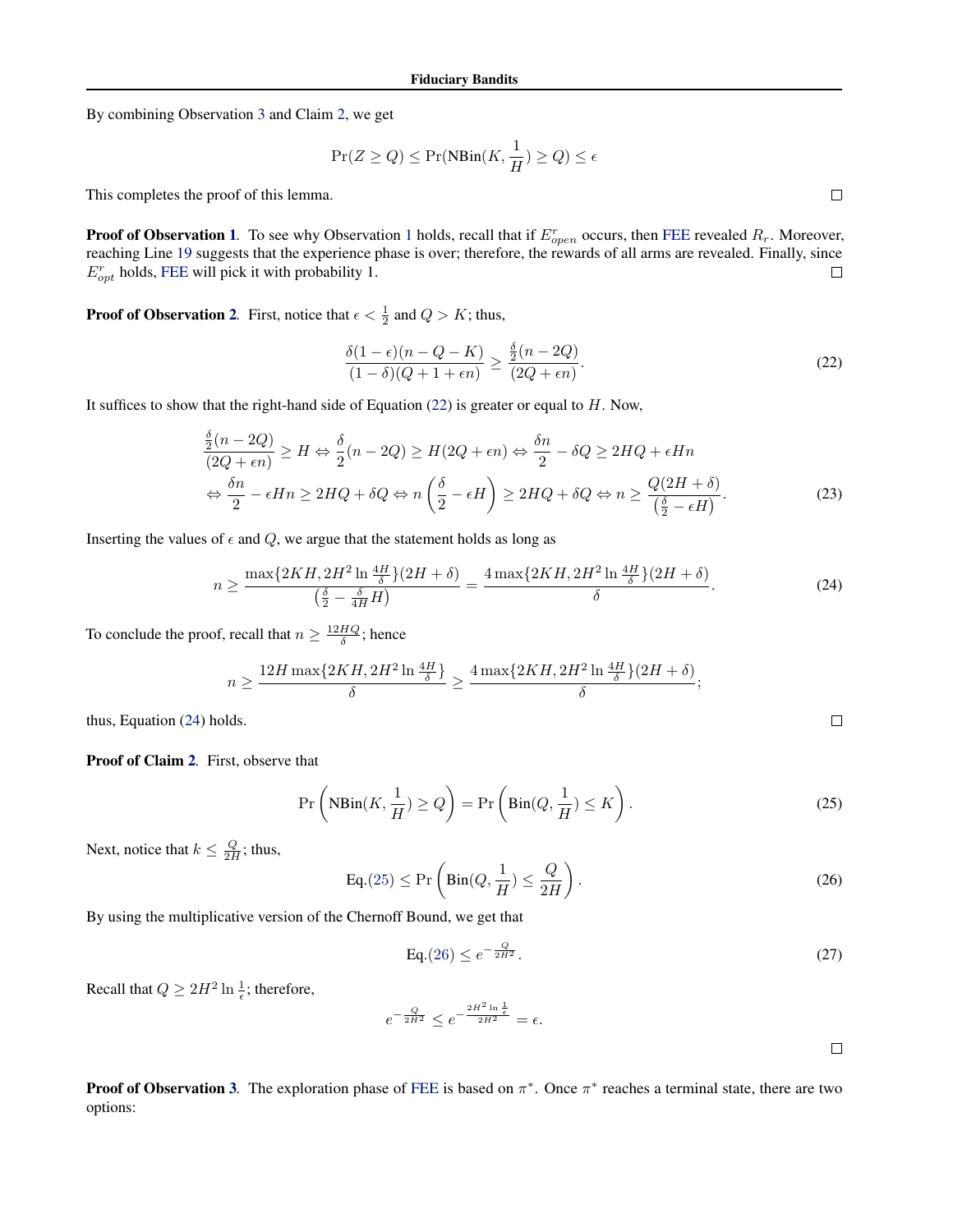By combining Observation 3 and Claim 2, we get

$$\Pr(Z \geq Q) \leq \Pr(\text{NBin}(K, \frac{1}{H}) \geq Q) \leq \epsilon$$

This completes the proof of this lemma. $\square$

**Proof of Observation 1.** To see why Observation 1 holds, recall that if $E^r_{open}$ occurs, then FEE revealed $R_r$. Moreover, reaching Line 19 suggests that the experience phase is over; therefore, the rewards of all arms are revealed. Finally, since $E^r_{opt}$ holds, FEE will pick it with probability 1. $\square$

**Proof of Observation 2.** First, notice that $\epsilon < \frac{1}{2}$ and $Q > K$; thus,

$$\frac{\delta(1-\epsilon)(n-Q-K)}{(1-\delta)(Q+1+\epsilon n)} \geq \frac{\frac{\delta}{2}(n-2Q)}{(2Q+\epsilon n)}. \tag{22}$$

It suffices to show that the right-hand side of Equation (22) is greater or equal to $H$. Now,

$$\begin{aligned}
&\frac{\frac{\delta}{2}(n-2Q)}{(2Q+\epsilon n)} \geq H \Leftrightarrow \frac{\delta}{2}(n-2Q) \geq H(2Q+\epsilon n) \Leftrightarrow \frac{\delta n}{2} - \delta Q \geq 2HQ + \epsilon H n \\
&\Leftrightarrow \frac{\delta n}{2} - \epsilon H n \geq 2HQ + \delta Q \Leftrightarrow n\left(\frac{\delta}{2} - \epsilon H\right) \geq 2HQ + \delta Q \Leftrightarrow n \geq \frac{Q(2H+\delta)}{\left(\frac{\delta}{2} - \epsilon H\right)}.
\end{aligned} \tag{23}$$

Inserting the values of $\epsilon$ and $Q$, we argue that the statement holds as long as

$$n \geq \frac{\max\{2KH, 2H^2 \ln \frac{4H}{\delta}\}(2H+\delta)}{\left(\frac{\delta}{2} - \frac{\delta}{4H}H\right)} = \frac{4\max\{2KH, 2H^2 \ln \frac{4H}{\delta}\}(2H+\delta)}{\delta}. \tag{24}$$

To conclude the proof, recall that $n \geq \frac{12HQ}{\delta}$; hence

$$n \geq \frac{12H\max\{2KH, 2H^2 \ln \frac{4H}{\delta}\}}{\delta} \geq \frac{4\max\{2KH, 2H^2 \ln \frac{4H}{\delta}\}(2H+\delta)}{\delta};$$

thus, Equation (24) holds. $\square$

**Proof of Claim 2.** First, observe that

$$\Pr\left(\text{NBin}(K, \frac{1}{H}) \geq Q\right) = \Pr\left(\text{Bin}(Q, \frac{1}{H}) \leq K\right). \tag{25}$$

Next, notice that $k \leq \frac{Q}{2H}$; thus,

$$\text{Eq.(25)} \leq \Pr\left(\text{Bin}(Q, \frac{1}{H}) \leq \frac{Q}{2H}\right). \tag{26}$$

By using the multiplicative version of the Chernoff Bound, we get that

$$\text{Eq.(26)} \leq e^{-\frac{Q}{2H^2}}. \tag{27}$$

Recall that $Q \geq 2H^2 \ln \frac{1}{\epsilon}$; therefore,

$$e^{-\frac{Q}{2H^2}} \leq e^{-\frac{2H^2 \ln \frac{1}{\epsilon}}{2H^2}} = \epsilon.$$

$\square$

**Proof of Observation 3.** The exploration phase of FEE is based on $\pi^*$. Once $\pi^*$ reaches a terminal state, there are two options: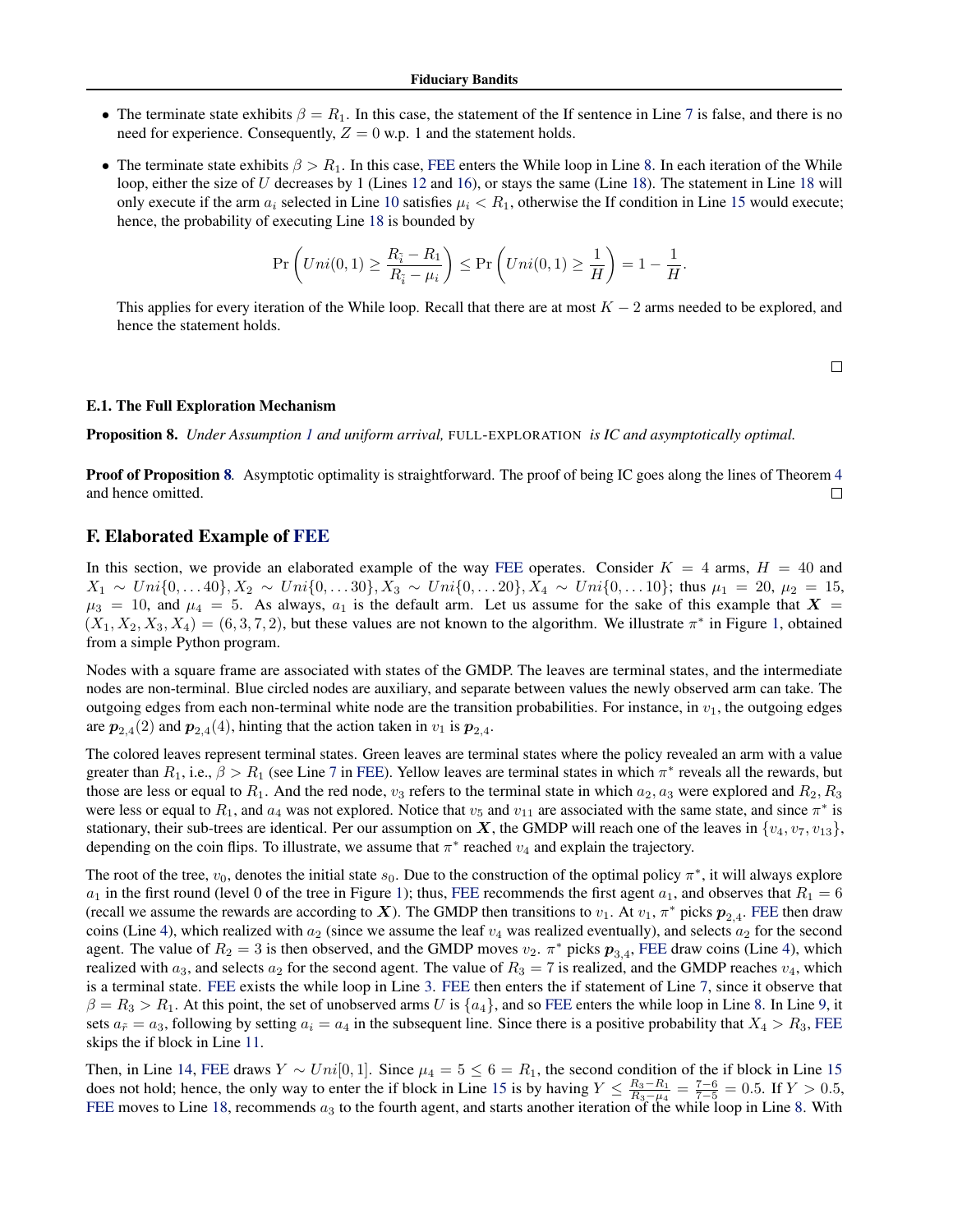- The terminate state exhibits $\beta = R_1$. In this case, the statement of the If sentence in Line 7 is false, and there is no need for experience. Consequently, $Z = 0$ w.p. 1 and the statement holds.
- The terminate state exhibits $\beta > R_1$. In this case, FEE enters the While loop in Line 8. In each iteration of the While loop, either the size of $U$ decreases by 1 (Lines 12 and 16), or stays the same (Line 18). The statement in Line 18 will only execute if the arm $a_i$ selected in Line 10 satisfies $\mu_i < R_1$, otherwise the If condition in Line 15 would execute; hence, the probability of executing Line 18 is bounded by

$$\Pr\left(Uni(0,1) \geq \frac{R_{\tilde{i}} - R_1}{R_{\tilde{i}} - \mu_i}\right) \leq \Pr\left(Uni(0,1) \geq \frac{1}{H}\right) = 1 - \frac{1}{H}.$$

This applies for every iteration of the While loop. Recall that there are at most $K - 2$ arms needed to be explored, and hence the statement holds.

□

### E.1. The Full Exploration Mechanism

**Proposition 8.** *Under Assumption 1 and uniform arrival,* FULL-EXPLORATION *is IC and asymptotically optimal.*

**Proof of Proposition 8.** Asymptotic optimality is straightforward. The proof of being IC goes along the lines of Theorem 4 and hence omitted. □

## F. Elaborated Example of FEE

In this section, we provide an elaborated example of the way FEE operates. Consider $K = 4$ arms, $H = 40$ and $X_1 \sim Uni\{0, \dots 40\}, X_2 \sim Uni\{0, \dots 30\}, X_3 \sim Uni\{0, \dots 20\}, X_4 \sim Uni\{0, \dots 10\}$; thus $\mu_1 = 20$, $\mu_2 = 15$, $\mu_3 = 10$, and $\mu_4 = 5$. As always, $a_1$ is the default arm. Let us assume for the sake of this example that $\boldsymbol{X} = (X_1, X_2, X_3, X_4) = (6, 3, 7, 2)$, but these values are not known to the algorithm. We illustrate $\pi^*$ in Figure 1, obtained from a simple Python program.

Nodes with a square frame are associated with states of the GMDP. The leaves are terminal states, and the intermediate nodes are non-terminal. Blue circled nodes are auxiliary, and separate between values the newly observed arm can take. The outgoing edges from each non-terminal white node are the transition probabilities. For instance, in $v_1$, the outgoing edges are $\boldsymbol{p}_{2,4}(2)$ and $\boldsymbol{p}_{2,4}(4)$, hinting that the action taken in $v_1$ is $\boldsymbol{p}_{2,4}$.

The colored leaves represent terminal states. Green leaves are terminal states where the policy revealed an arm with a value greater than $R_1$, i.e., $\beta > R_1$ (see Line 7 in FEE). Yellow leaves are terminal states in which $\pi^*$ reveals all the rewards, but those are less or equal to $R_1$. And the red node, $v_3$ refers to the terminal state in which $a_2, a_3$ were explored and $R_2, R_3$ were less or equal to $R_1$, and $a_4$ was not explored. Notice that $v_5$ and $v_{11}$ are associated with the same state, and since $\pi^*$ is stationary, their sub-trees are identical. Per our assumption on $\boldsymbol{X}$, the GMDP will reach one of the leaves in $\{v_4, v_7, v_{13}\}$, depending on the coin flips. To illustrate, we assume that $\pi^*$ reached $v_4$ and explain the trajectory.

The root of the tree, $v_0$, denotes the initial state $s_0$. Due to the construction of the optimal policy $\pi^*$, it will always explore $a_1$ in the first round (level 0 of the tree in Figure 1); thus, FEE recommends the first agent $a_1$, and observes that $R_1 = 6$ (recall we assume the rewards are according to $\boldsymbol{X}$). The GMDP then transitions to $v_1$. At $v_1$, $\pi^*$ picks $\boldsymbol{p}_{2,4}$. FEE then draw coins (Line 4), which realized with $a_2$ (since we assume the leaf $v_4$ was realized eventually), and selects $a_2$ for the second agent. The value of $R_2 = 3$ is then observed, and the GMDP moves $v_2$. $\pi^*$ picks $\boldsymbol{p}_{3,4}$, FEE draw coins (Line 4), which realized with $a_3$, and selects $a_2$ for the second agent. The value of $R_3 = 7$ is realized, and the GMDP reaches $v_4$, which is a terminal state. FEE exists the while loop in Line 3. FEE then enters the if statement of Line 7, since it observe that $\beta = R_3 > R_1$. At this point, the set of unobserved arms $U$ is $\{a_4\}$, and so FEE enters the while loop in Line 8. In Line 9, it sets $a_{\tilde{r}} = a_3$, following by setting $a_i = a_4$ in the subsequent line. Since there is a positive probability that $X_4 > R_3$, FEE skips the if block in Line 11.

Then, in Line 14, FEE draws $Y \sim Uni[0, 1]$. Since $\mu_4 = 5 \leq 6 = R_1$, the second condition of the if block in Line 15 does not hold; hence, the only way to enter the if block in Line 15 is by having $Y \leq \frac{R_3 - R_1}{R_3 - \mu_4} = \frac{7-6}{7-5} = 0.5$. If $Y > 0.5$, FEE moves to Line 18, recommends $a_3$ to the fourth agent, and starts another iteration of the while loop in Line 8. With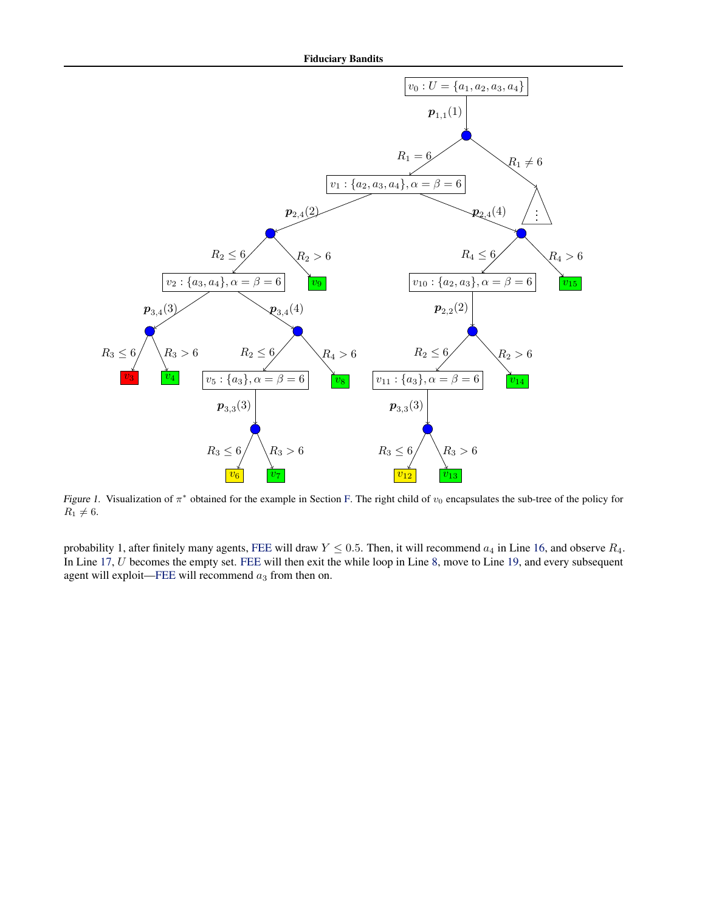$v_0 : U = \{a_1, a_2, a_3, a_4\}$

$\boldsymbol{p}_{1,1}(1)$

$R_1 = 6$

$R_1 \neq 6$

$v_1 : \{a_2, a_3, a_4\}, \alpha = \beta = 6$

$\boldsymbol{p}_{2,4}(2)$

$\boldsymbol{p}_{2,4}(4)$

$R_2 \leq 6$

$R_2 > 6$

$R_4 \leq 6$

$R_4 > 6$

$v_2 : \{a_3, a_4\}, \alpha = \beta = 6$

$v_9$

$v_{10} : \{a_2, a_3\}, \alpha = \beta = 6$

$v_{15}$

$\boldsymbol{p}_{3,4}(3)$

$\boldsymbol{p}_{3,4}(4)$

$\boldsymbol{p}_{2,2}(2)$

$R_3 \leq 6$

$R_3 > 6$

$R_2 \leq 6$

$R_4 > 6$

$R_2 \leq 6$

$R_2 > 6$

$v_3$

$v_4$

$v_5 : \{a_3\}, \alpha = \beta = 6$

$v_8$

$v_{11} : \{a_3\}, \alpha = \beta = 6$

$v_{14}$

$\boldsymbol{p}_{3,3}(3)$

$\boldsymbol{p}_{3,3}(3)$

$R_3 \leq 6$

$R_3 > 6$

$R_3 \leq 6$

$R_3 > 6$

$v_6$

$v_7$

$v_{12}$

$v_{13}$

*Figure 1.* Visualization of $\pi^*$ obtained for the example in Section F. The right child of $v_0$ encapsulates the sub-tree of the policy for $R_1 \neq 6$.

probability 1, after finitely many agents, FEE will draw $Y \leq 0.5$. Then, it will recommend $a_4$ in Line 16, and observe $R_4$. In Line 17, $U$ becomes the empty set. FEE will then exit the while loop in Line 8, move to Line 19, and every subsequent agent will exploit—FEE will recommend $a_3$ from then on.